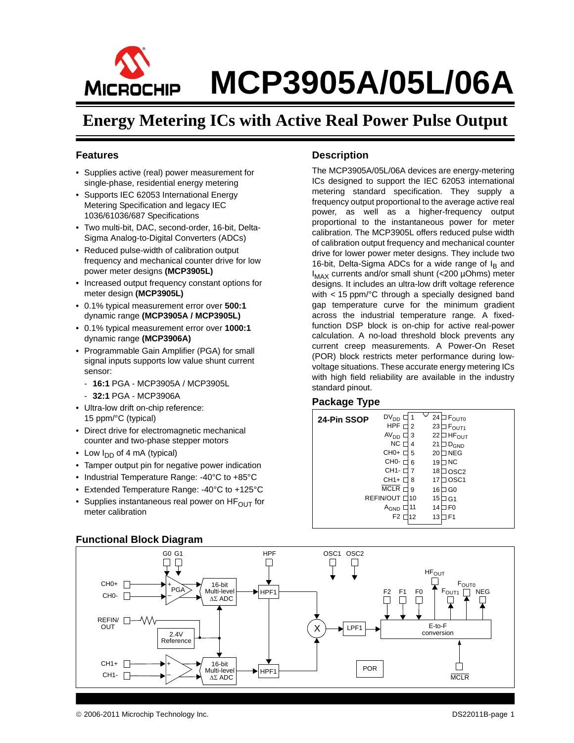# MCP3905A/05L/06A

## Energy Metering ICs with Active Real Power Pulse Output

### Features

- Supplies active (real) power measurement for single-phase, residential energy metering
- Supports IEC 62053 International Energy Metering Specification and legacy IEC 1036/61036/687 Specifications
- Two multi-bit, DAC, second-order, 16-bit, Delta-Sigma Analog-to-Digital Converters (ADCs)
- Reduced pulse-width of calibration output frequency and mechanical counter drive for low power meter designs **(MCP3905L)**
- Increased output frequency constant options for meter design **(MCP3905L)**
- 0.1% typical measurement error over **500:1** dynamic range **(MCP3905A / MCP3905L)**
- 0.1% typical measurement error over **1000:1** dynamic range **(MCP3906A)**
- Programmable Gain Amplifier (PGA) for small signal inputs supports low value shunt current sensor:
  - **16:1** PGA - MCP3905A / MCP3905L
  - **32:1** PGA - MCP3906A
- Ultra-low drift on-chip reference: 15 ppm/°C (typical)
- Direct drive for electromagnetic mechanical counter and two-phase stepper motors
- Low $I_{DD}$ of 4 mA (typical)
- Tamper output pin for negative power indication
- Industrial Temperature Range: -40°C to +85°C
- Extended Temperature Range: -40°C to +125°C
- Supplies instantaneous real power on $HF_{OUT}$ for meter calibration

### Description

The MCP3905A/05L/06A devices are energy-metering ICs designed to support the IEC 62053 international metering standard specification. They supply a frequency output proportional to the average active real power, as well as a higher-frequency output proportional to the instantaneous power for meter calibration. The MCP3905L offers reduced pulse width of calibration output frequency and mechanical counter drive for lower power meter designs. They include two 16-bit, Delta-Sigma ADCs for a wide range of $I_B$ and $I_{MAX}$ currents and/or small shunt (<200 µOhms) meter designs. It includes an ultra-low drift voltage reference with < 15 ppm/°C through a specially designed band gap temperature curve for the minimum gradient across the industrial temperature range. A fixed-function DSP block is on-chip for active real-power calculation. A no-load threshold block prevents any current creep measurements. A Power-On Reset (POR) block restricts meter performance during low-voltage situations. These accurate energy metering ICs with high field reliability are available in the industry standard pinout.

### Package Type

**24-Pin SSOP**

| Pin | Name | Pin | Name |
|---|---|---|---|
| 1 | $DV_{DD}$ | 24 | $F_{OUT0}$ |
| 2 | HPF | 23 | $F_{OUT1}$ |
| 3 | $AV_{DD}$ | 22 | $HF_{OUT}$ |
| 4 | NC | 21 | $D_{GND}$ |
| 5 | CH0+ | 20 | NEG |
| 6 | CH0- | 19 | NC |
| 7 | CH1- | 18 | OSC2 |
| 8 | CH1+ | 17 | OSC1 |
| 9 | MCLR | 16 | G0 |
| 10 | REFIN/OUT | 15 | G1 |
| 11 | $A_{GND}$ | 14 | F0 |
| 12 | F2 | 13 | F1 |

### Functional Block Diagram

G0 G1, HPF, OSC1 OSC2, $HF_{OUT}$, $F_{OUT0}$, $F_{OUT1}$, NEG, F2, F1, F0, CH0+, CH0-, PGA, 16-bit Multi-level ΔΣ ADC, HPF1, REFIN/OUT, 2.4V Reference, X, LPF1, E-to-F conversion, CH1+, CH1-, 16-bit Multi-level ΔΣ ADC, HPF1, POR, MCLR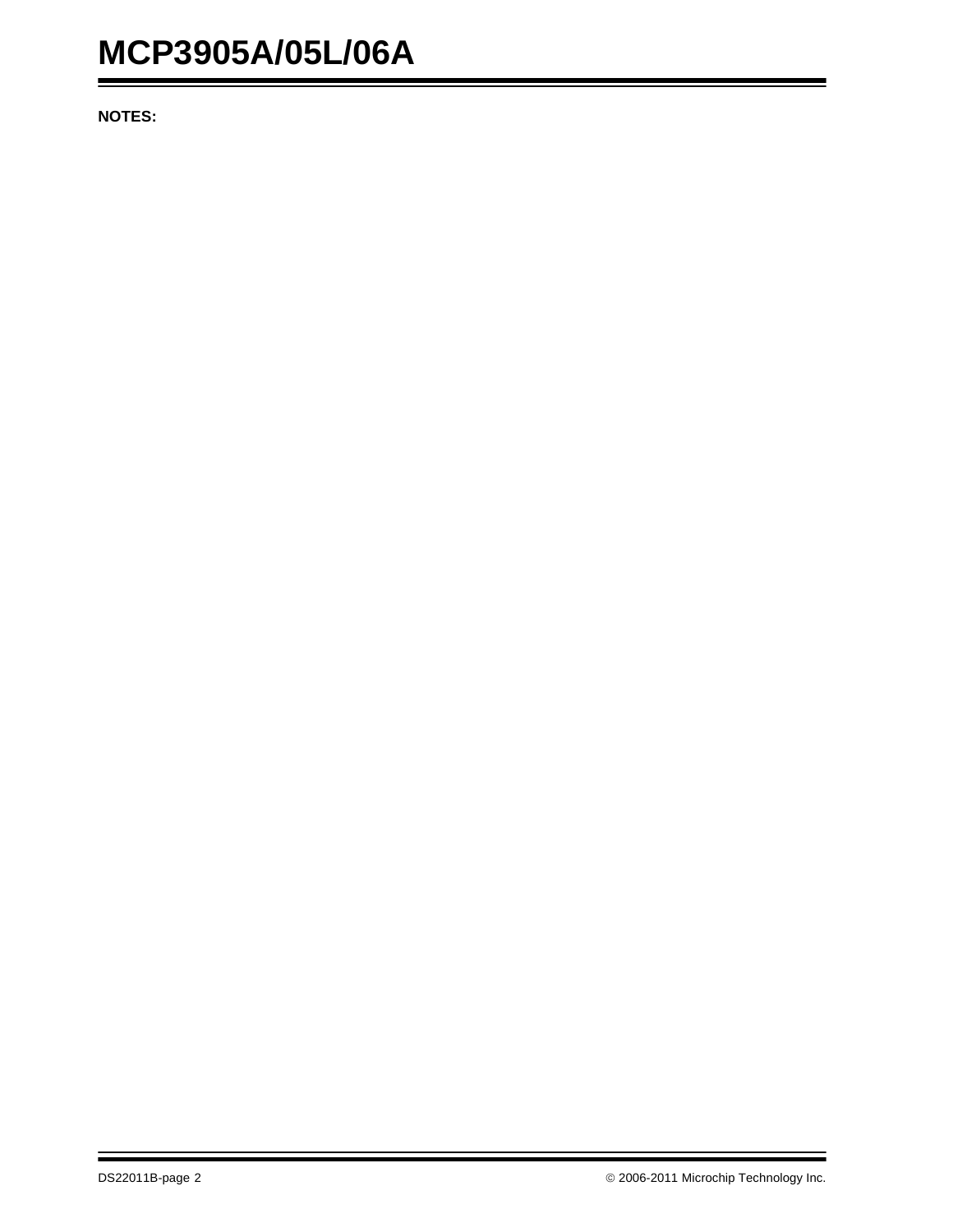**NOTES:**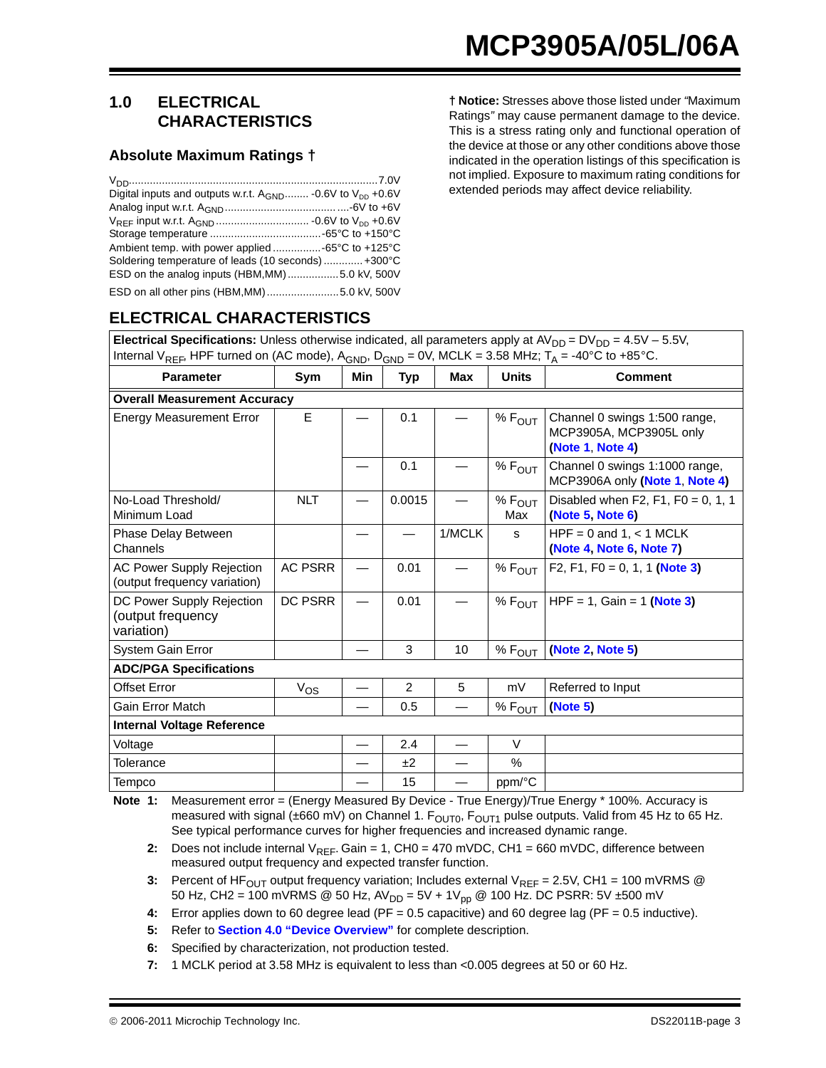## 1.0 ELECTRICAL CHARACTERISTICS

### Absolute Maximum Ratings †

$V_{DD}$ .......................................................................................7.0V
Digital inputs and outputs w.r.t. $A_{GND}$........ -0.6V to $V_{DD}$ +0.6V
Analog input w.r.t. $A_{GND}$ ......................................-6V to +6V
$V_{REF}$ input w.r.t. $A_{GND}$ .............................. -0.6V to $V_{DD}$ +0.6V
Storage temperature .....................................-65°C to +150°C
Ambient temp. with power applied ................-65°C to +125°C
Soldering temperature of leads (10 seconds) ............ +300°C
ESD on the analog inputs (HBM,MM) .................5.0 kV, 500V
ESD on all other pins (HBM,MM)........................5.0 kV, 500V

**† Notice:** Stresses above those listed under "Maximum Ratings" may cause permanent damage to the device. This is a stress rating only and functional operation of the device at those or any other conditions above those indicated in the operation listings of this specification is not implied. Exposure to maximum rating conditions for extended periods may affect device reliability.

## ELECTRICAL CHARACTERISTICS

**Electrical Specifications:** Unless otherwise indicated, all parameters apply at $AV_{DD} = DV_{DD}$ = 4.5V – 5.5V, Internal $V_{REF}$, HPF turned on (AC mode), $A_{GND}$, $D_{GND}$ = 0V, MCLK = 3.58 MHz; $T_A$ = -40°C to +85°C.

| Parameter | Sym | Min | Typ | Max | Units | Comment |
|---|---|---|---|---|---|---|
| **Overall Measurement Accuracy** | | | | | | |
| Energy Measurement Error | E | — | 0.1 | — | % $F_{OUT}$ | Channel 0 swings 1:500 range, MCP3905A, MCP3905L only (**Note 1**, **Note 4**) |
| | | — | 0.1 | — | % $F_{OUT}$ | Channel 0 swings 1:1000 range, MCP3906A only (**Note 1**, **Note 4**) |
| No-Load Threshold/ Minimum Load | NLT | — | 0.0015 | — | % $F_{OUT}$ Max | Disabled when F2, F1, F0 = 0, 1, 1 (**Note 5**, **Note 6**) |
| Phase Delay Between Channels | | — | — | 1/MCLK | s | HPF = 0 and 1, < 1 MCLK (**Note 4**, **Note 6**, **Note 7**) |
| AC Power Supply Rejection (output frequency variation) | AC PSRR | — | 0.01 | — | % $F_{OUT}$ | F2, F1, F0 = 0, 1, 1 (**Note 3**) |
| DC Power Supply Rejection (output frequency variation) | DC PSRR | — | 0.01 | — | % $F_{OUT}$ | HPF = 1, Gain = 1 (**Note 3**) |
| System Gain Error | | — | 3 | 10 | % $F_{OUT}$ | (**Note 2**, **Note 5**) |
| **ADC/PGA Specifications** | | | | | | |
| Offset Error | $V_{OS}$ | — | 2 | 5 | mV | Referred to Input |
| Gain Error Match | | — | 0.5 | — | % $F_{OUT}$ | (**Note 5**) |
| **Internal Voltage Reference** | | | | | | |
| Voltage | | — | 2.4 | — | V | |
| Tolerance | | — | ±2 | — | % | |
| Tempco | | — | 15 | — | ppm/°C | |

**Note 1:** Measurement error = (Energy Measured By Device - True Energy)/True Energy * 100%. Accuracy is measured with signal (±660 mV) on Channel 1. $F_{OUT0}$, $F_{OUT1}$ pulse outputs. Valid from 45 Hz to 65 Hz. See typical performance curves for higher frequencies and increased dynamic range.

**2:** Does not include internal $V_{REF}$. Gain = 1, CH0 = 470 mVDC, CH1 = 660 mVDC, difference between measured output frequency and expected transfer function.

**3:** Percent of $HF_{OUT}$ output frequency variation; Includes external $V_{REF}$ = 2.5V, CH1 = 100 mVRMS @ 50 Hz, CH2 = 100 mVRMS @ 50 Hz, $AV_{DD}$ = 5V + $1V_{pp}$ @ 100 Hz. DC PSRR: 5V ±500 mV

**4:** Error applies down to 60 degree lead (PF = 0.5 capacitive) and 60 degree lag (PF = 0.5 inductive).

**5:** Refer to **Section 4.0 "Device Overview"** for complete description.

**6:** Specified by characterization, not production tested.

**7:** 1 MCLK period at 3.58 MHz is equivalent to less than <0.005 degrees at 50 or 60 Hz.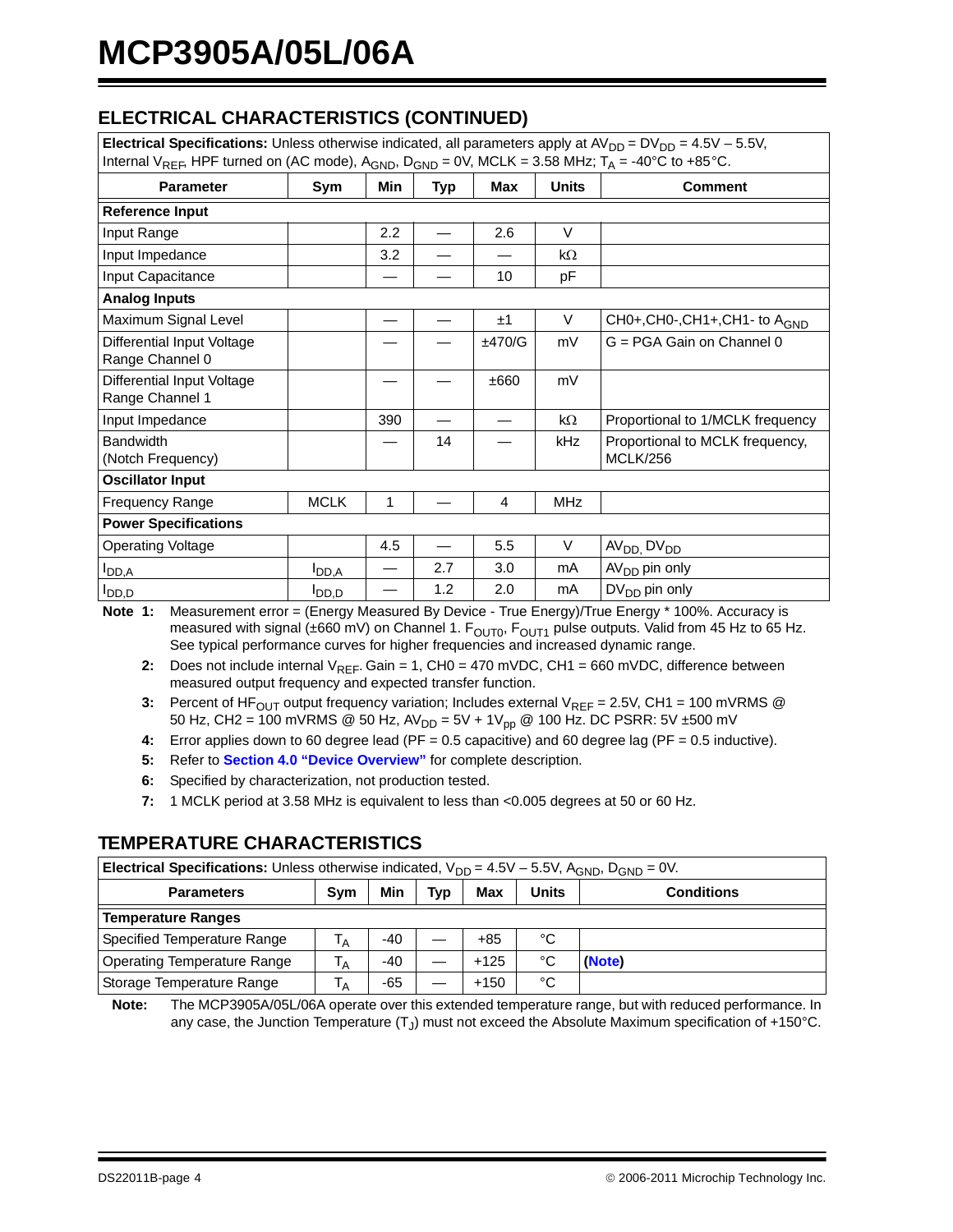## ELECTRICAL CHARACTERISTICS (CONTINUED)

| **Electrical Specifications:** Unless otherwise indicated, all parameters apply at $AV_{DD} = DV_{DD} = 4.5V – 5.5V$, Internal $V_{REF}$, HPF turned on (AC mode), $A_{GND}$, $D_{GND} = 0V$, MCLK = 3.58 MHz; $T_A = -40°C$ to +85°C. | | | | | | |
|---|---|---|---|---|---|---|
| **Parameter** | **Sym** | **Min** | **Typ** | **Max** | **Units** | **Comment** |
| **Reference Input** | | | | | | |
| Input Range | | 2.2 | — | 2.6 | V | |
| Input Impedance | | 3.2 | — | — | kΩ | |
| Input Capacitance | | — | — | 10 | pF | |
| **Analog Inputs** | | | | | | |
| Maximum Signal Level | | — | — | ±1 | V | CH0+,CH0-,CH1+,CH1- to $A_{GND}$ |
| Differential Input Voltage Range Channel 0 | | — | — | ±470/G | mV | G = PGA Gain on Channel 0 |
| Differential Input Voltage Range Channel 1 | | — | — | ±660 | mV | |
| Input Impedance | | 390 | — | — | kΩ | Proportional to 1/MCLK frequency |
| Bandwidth (Notch Frequency) | | — | 14 | — | kHz | Proportional to MCLK frequency, MCLK/256 |
| **Oscillator Input** | | | | | | |
| Frequency Range | MCLK | 1 | — | 4 | MHz | |
| **Power Specifications** | | | | | | |
| Operating Voltage | | 4.5 | — | 5.5 | V | $AV_{DD}$, $DV_{DD}$ |
| $I_{DD,A}$ | $I_{DD,A}$ | — | 2.7 | 3.0 | mA | $AV_{DD}$ pin only |
| $I_{DD,D}$ | $I_{DD,D}$ | — | 1.2 | 2.0 | mA | $DV_{DD}$ pin only |

**Note 1:** Measurement error = (Energy Measured By Device - True Energy)/True Energy * 100%. Accuracy is measured with signal (±660 mV) on Channel 1. $F_{OUT0}$, $F_{OUT1}$ pulse outputs. Valid from 45 Hz to 65 Hz. See typical performance curves for higher frequencies and increased dynamic range.

**2:** Does not include internal $V_{REF}$. Gain = 1, CH0 = 470 mVDC, CH1 = 660 mVDC, difference between measured output frequency and expected transfer function.

**3:** Percent of $HF_{OUT}$ output frequency variation; Includes external $V_{REF}$ = 2.5V, CH1 = 100 mVRMS @ 50 Hz, CH2 = 100 mVRMS @ 50 Hz, $AV_{DD}$ = 5V + 1$V_{pp}$ @ 100 Hz. DC PSRR: 5V ±500 mV

**4:** Error applies down to 60 degree lead (PF = 0.5 capacitive) and 60 degree lag (PF = 0.5 inductive).

**5:** Refer to **Section 4.0 "Device Overview"** for complete description.

**6:** Specified by characterization, not production tested.

**7:** 1 MCLK period at 3.58 MHz is equivalent to less than <0.005 degrees at 50 or 60 Hz.

## TEMPERATURE CHARACTERISTICS

| **Electrical Specifications:** Unless otherwise indicated, $V_{DD}$ = 4.5V – 5.5V, $A_{GND}$, $D_{GND}$ = 0V. | | | | | | |
|---|---|---|---|---|---|---|
| **Parameters** | **Sym** | **Min** | **Typ** | **Max** | **Units** | **Conditions** |
| **Temperature Ranges** | | | | | | |
| Specified Temperature Range | $T_A$ | -40 | — | +85 | °C | |
| Operating Temperature Range | $T_A$ | -40 | — | +125 | °C | **(Note)** |
| Storage Temperature Range | $T_A$ | -65 | — | +150 | °C | |

**Note:** The MCP3905A/05L/06A operate over this extended temperature range, but with reduced performance. In any case, the Junction Temperature ($T_J$) must not exceed the Absolute Maximum specification of +150°C.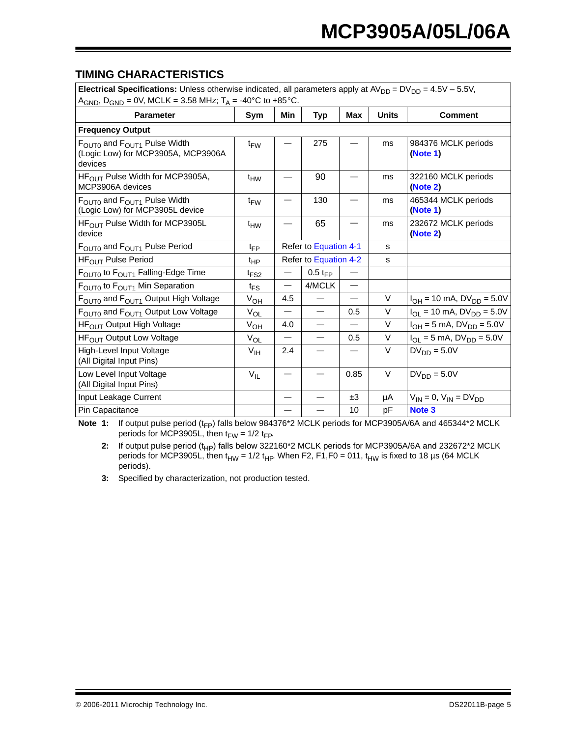## TIMING CHARACTERISTICS

| **Electrical Specifications:** Unless otherwise indicated, all parameters apply at $AV_{DD} = DV_{DD} = 4.5V – 5.5V$, $A_{GND}$, $D_{GND}$ = 0V, MCLK = 3.58 MHz; $T_A$ = -40°C to +85°C. | | | | | | |
|---|---|---|---|---|---|---|
| **Parameter** | **Sym** | **Min** | **Typ** | **Max** | **Units** | **Comment** |
| **Frequency Output** | | | | | | |
| $F_{OUT0}$ and $F_{OUT1}$ Pulse Width (Logic Low) for MCP3905A, MCP3906A devices | $t_{FW}$ | — | 275 | — | ms | 984376 MCLK periods (**Note 1**) |
| $HF_{OUT}$ Pulse Width for MCP3905A, MCP3906A devices | $t_{HW}$ | — | 90 | — | ms | 322160 MCLK periods (**Note 2**) |
| $F_{OUT0}$ and $F_{OUT1}$ Pulse Width (Logic Low) for MCP3905L device | $t_{FW}$ | — | 130 | — | ms | 465344 MCLK periods (**Note 1**) |
| $HF_{OUT}$ Pulse Width for MCP3905L device | $t_{HW}$ | — | 65 | — | ms | 232672 MCLK periods (**Note 2**) |
| $F_{OUT0}$ and $F_{OUT1}$ Pulse Period | $t_{FP}$ | Refer to Equation 4-1 | | | s | |
| $HF_{OUT}$ Pulse Period | $t_{HP}$ | Refer to Equation 4-2 | | | s | |
| $F_{OUT0}$ to $F_{OUT1}$ Falling-Edge Time | $t_{FS2}$ | — | 0.5 $t_{FP}$ | — | | |
| $F_{OUT0}$ to $F_{OUT1}$ Min Separation | $t_{FS}$ | — | 4/MCLK | — | | |
| $F_{OUT0}$ and $F_{OUT1}$ Output High Voltage | $V_{OH}$ | 4.5 | — | — | V | $I_{OH}$ = 10 mA, $DV_{DD}$ = 5.0V |
| $F_{OUT0}$ and $F_{OUT1}$ Output Low Voltage | $V_{OL}$ | — | — | 0.5 | V | $I_{OL}$ = 10 mA, $DV_{DD}$ = 5.0V |
| $HF_{OUT}$ Output High Voltage | $V_{OH}$ | 4.0 | — | — | V | $I_{OH}$ = 5 mA, $DV_{DD}$ = 5.0V |
| $HF_{OUT}$ Output Low Voltage | $V_{OL}$ | — | — | 0.5 | V | $I_{OL}$ = 5 mA, $DV_{DD}$ = 5.0V |
| High-Level Input Voltage (All Digital Input Pins) | $V_{IH}$ | 2.4 | — | — | V | $DV_{DD}$ = 5.0V |
| Low Level Input Voltage (All Digital Input Pins) | $V_{IL}$ | — | — | 0.85 | V | $DV_{DD}$ = 5.0V |
| Input Leakage Current | | — | — | ±3 | µA | $V_{IN}$ = 0, $V_{IN}$ = $DV_{DD}$ |
| Pin Capacitance | | — | — | 10 | pF | **Note 3** |

**Note 1:** If output pulse period ($t_{FP}$) falls below 984376*2 MCLK periods for MCP3905A/6A and 465344*2 MCLK periods for MCP3905L, then $t_{FW} = 1/2\ t_{FP}$.

**2:** If output pulse period ($t_{HP}$) falls below 322160*2 MCLK periods for MCP3905A/6A and 232672*2 MCLK periods for MCP3905L, then $t_{HW} = 1/2\ t_{HP}$. When F2, F1,F0 = 011, $t_{HW}$ is fixed to 18 µs (64 MCLK periods).

**3:** Specified by characterization, not production tested.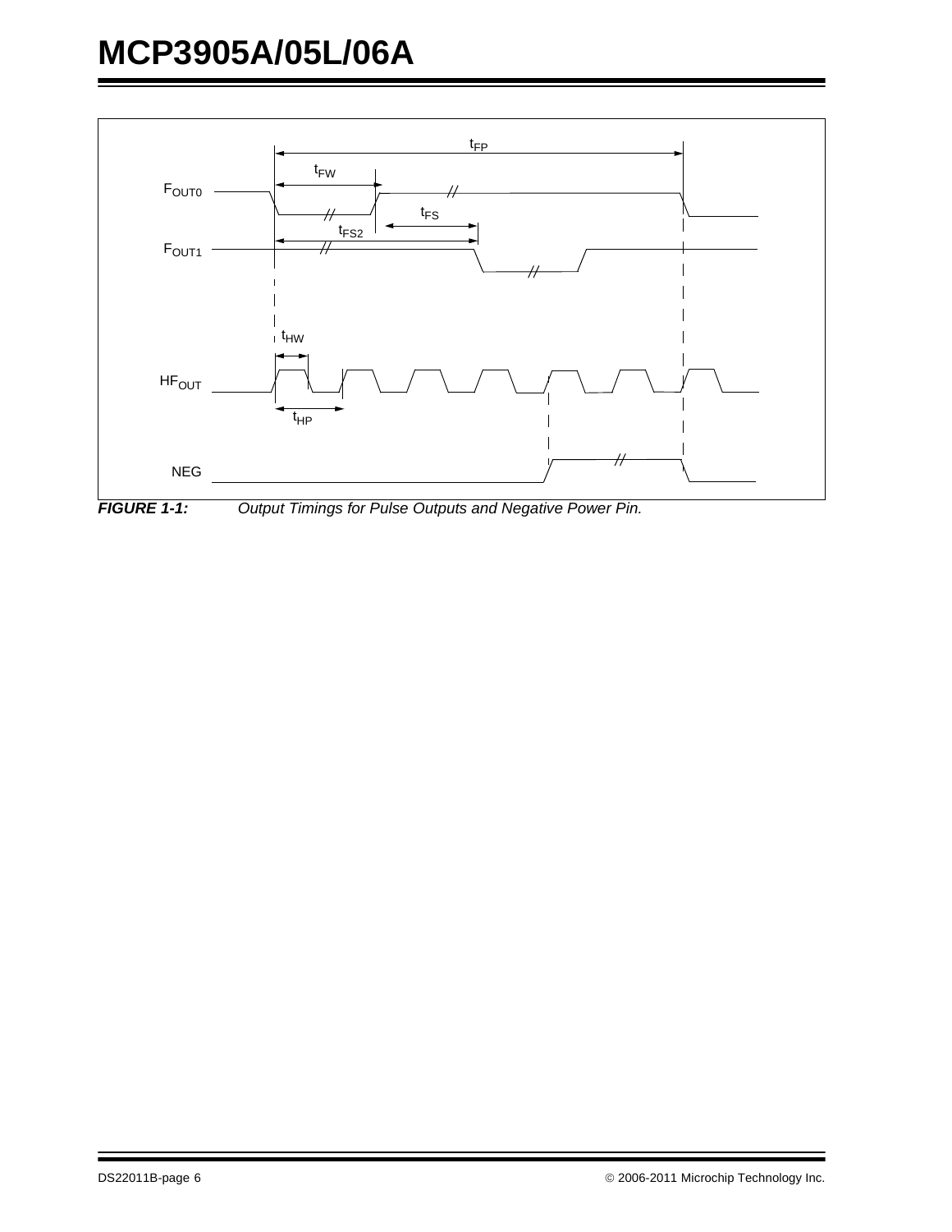**FIGURE 1-1:** *Output Timings for Pulse Outputs and Negative Power Pin.*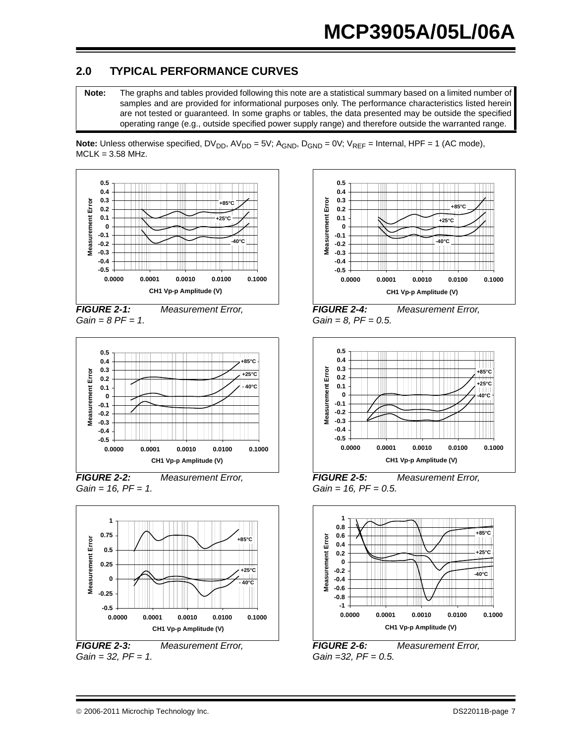## 2.0 TYPICAL PERFORMANCE CURVES

**Note:** The graphs and tables provided following this note are a statistical summary based on a limited number of samples and are provided for informational purposes only. The performance characteristics listed herein are not tested or guaranteed. In some graphs or tables, the data presented may be outside the specified operating range (e.g., outside specified power supply range) and therefore outside the warranted range.

**Note:** Unless otherwise specified, $DV_{DD}$, $AV_{DD}$ = 5V; $A_{GND}$, $D_{GND}$ = 0V; $V_{REF}$ = Internal, HPF = 1 (AC mode), MCLK = 3.58 MHz.

***FIGURE 2-1:*** *Measurement Error, Gain = 8 PF = 1.*

***FIGURE 2-2:*** *Measurement Error, Gain = 16, PF = 1.*

***FIGURE 2-3:*** *Measurement Error, Gain = 32, PF = 1.*

***FIGURE 2-4:*** *Measurement Error, Gain = 8, PF = 0.5.*

***FIGURE 2-5:*** *Measurement Error, Gain = 16, PF = 0.5.*

***FIGURE 2-6:*** *Measurement Error, Gain =32, PF = 0.5.*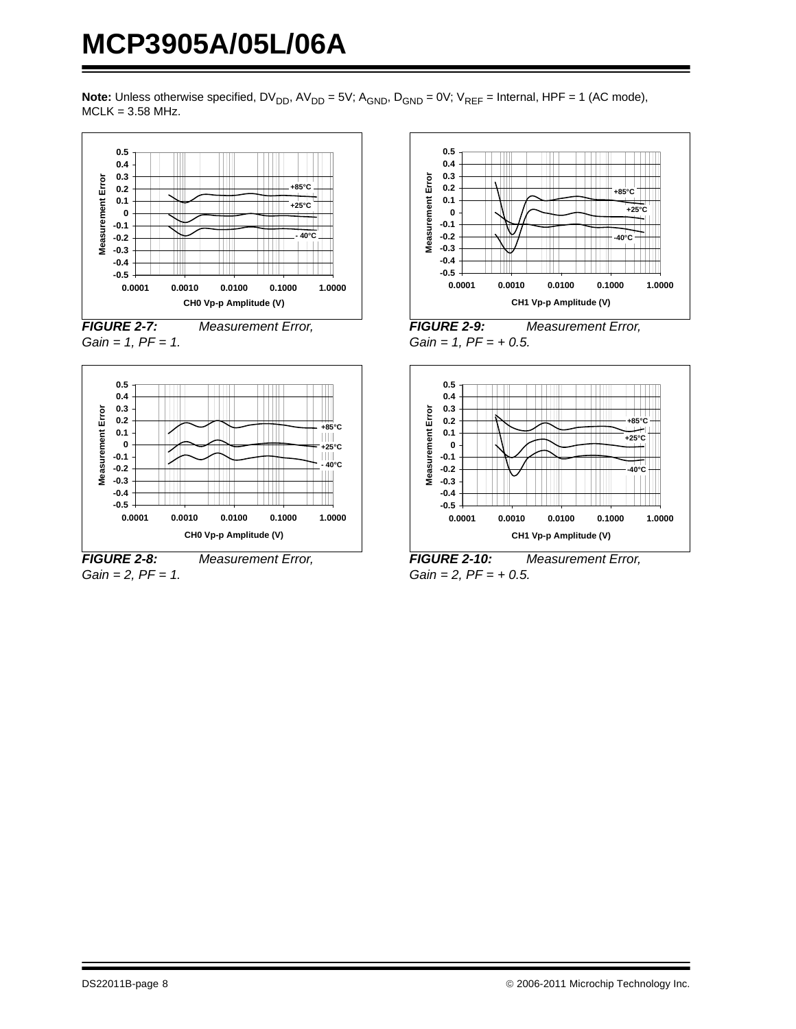**Note:** Unless otherwise specified, $DV_{DD}$, $AV_{DD}$ = 5V; $A_{GND}$, $D_{GND}$ = 0V; $V_{REF}$ = Internal, HPF = 1 (AC mode), MCLK = 3.58 MHz.

***FIGURE 2-7:*** *Measurement Error, Gain = 1, PF = 1.*

***FIGURE 2-8:*** *Measurement Error, Gain = 2, PF = 1.*

***FIGURE 2-9:*** *Measurement Error, Gain = 1, PF = + 0.5.*

***FIGURE 2-10:*** *Measurement Error, Gain = 2, PF = + 0.5.*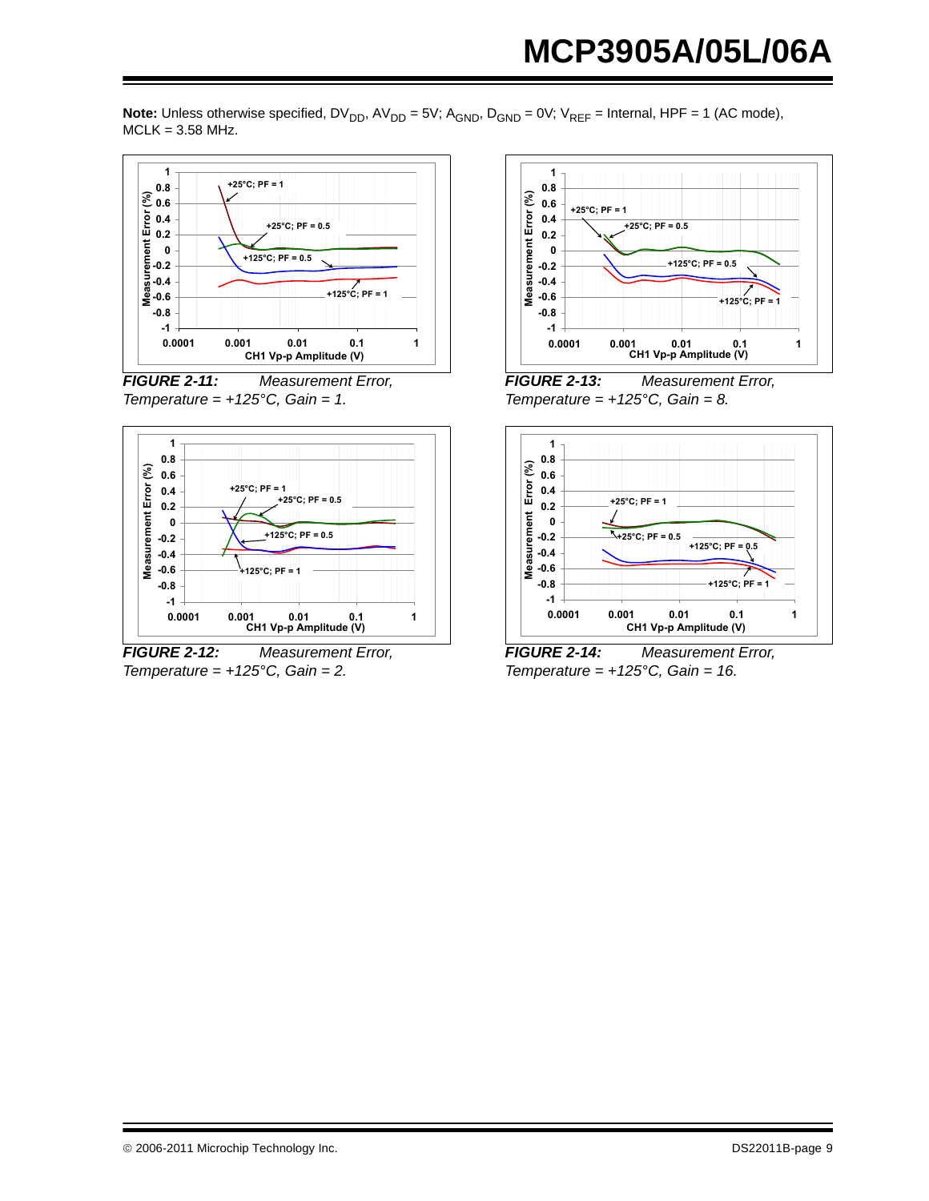**Note:** Unless otherwise specified, $DV_{DD}$, $AV_{DD}$ = 5V; $A_{GND}$, $D_{GND}$ = 0V; $V_{REF}$ = Internal, HPF = 1 (AC mode), MCLK = 3.58 MHz.

*FIGURE 2-11: Measurement Error, Temperature = +125°C, Gain = 1.*

*FIGURE 2-12: Measurement Error, Temperature = +125°C, Gain = 2.*

*FIGURE 2-13: Measurement Error, Temperature = +125°C, Gain = 8.*

*FIGURE 2-14: Measurement Error, Temperature = +125°C, Gain = 16.*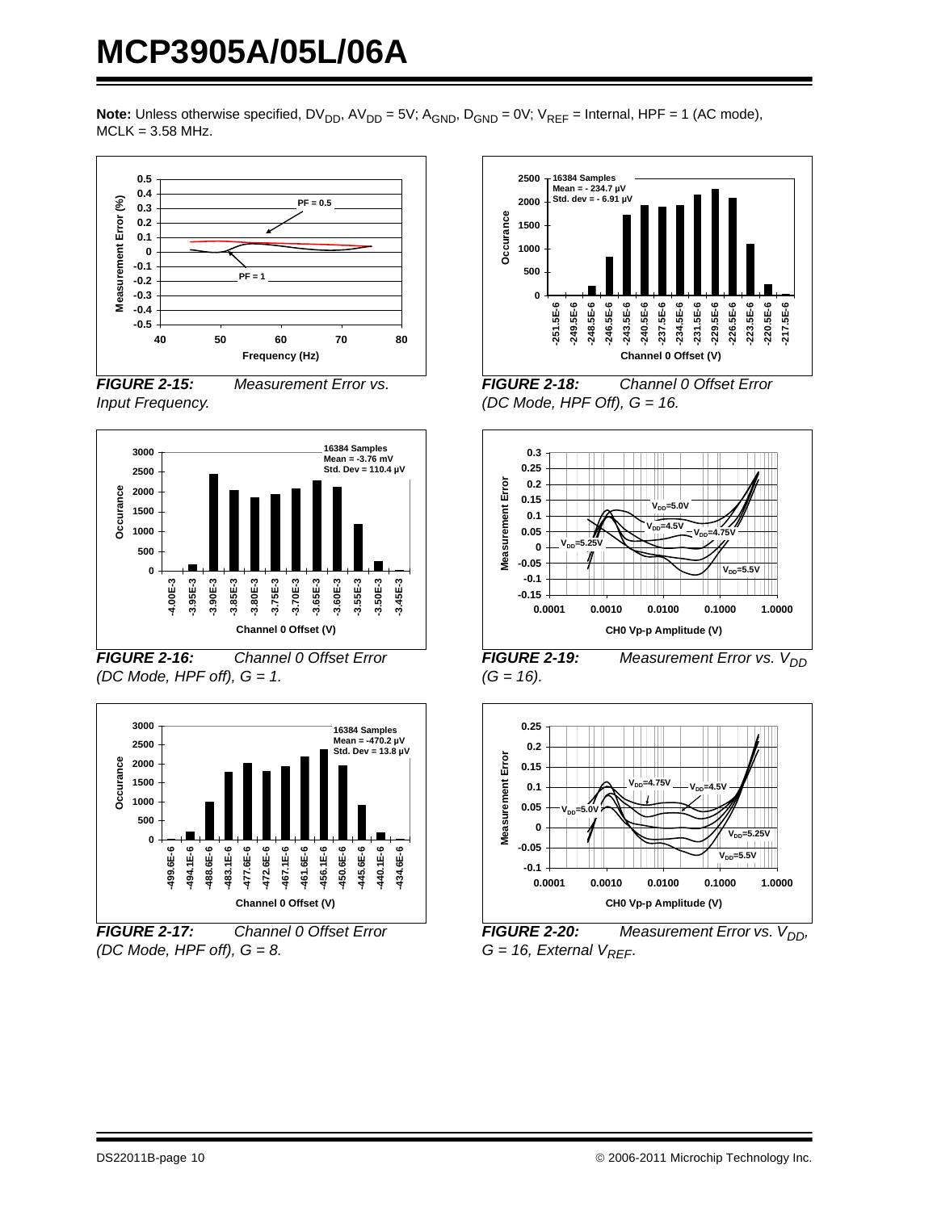**Note:** Unless otherwise specified, $DV_{DD}$, $AV_{DD}$ = 5V; $A_{GND}$, $D_{GND}$ = 0V; $V_{REF}$ = Internal, HPF = 1 (AC mode), MCLK = 3.58 MHz.

***FIGURE 2-15:*** *Measurement Error vs. Input Frequency.*

***FIGURE 2-16:*** *Channel 0 Offset Error (DC Mode, HPF off), G = 1.*

***FIGURE 2-17:*** *Channel 0 Offset Error (DC Mode, HPF off), G = 8.*

***FIGURE 2-18:*** *Channel 0 Offset Error (DC Mode, HPF Off), G = 16.*

***FIGURE 2-19:*** *Measurement Error vs. $V_{DD}$ (G = 16).*

***FIGURE 2-20:*** *Measurement Error vs. $V_{DD}$, G = 16, External $V_{REF}$.*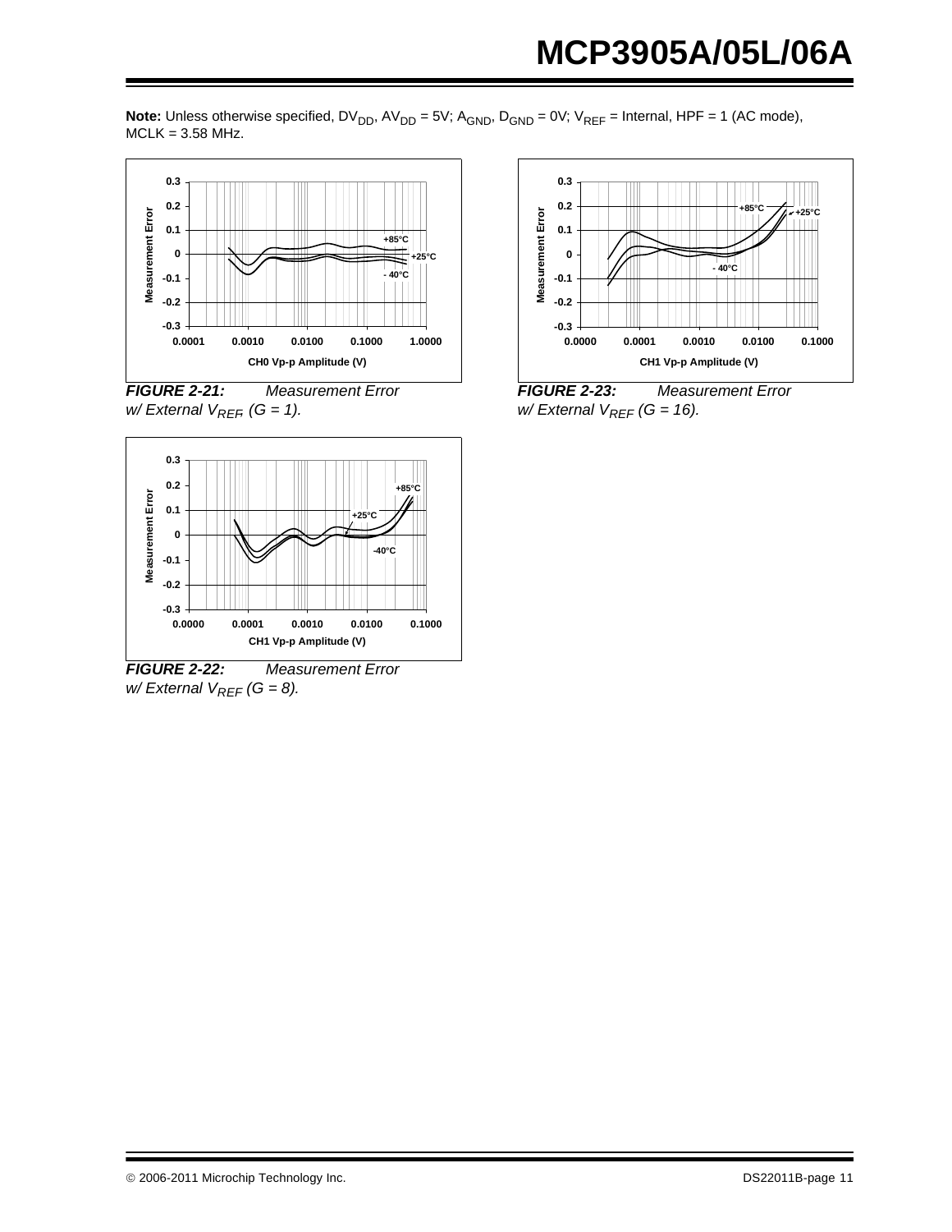**Note:** Unless otherwise specified, $DV_{DD}$, $AV_{DD}$ = 5V; $A_{GND}$, $D_{GND}$ = 0V; $V_{REF}$ = Internal, HPF = 1 (AC mode), MCLK = 3.58 MHz.

***FIGURE 2-21:*** *Measurement Error w/ External $V_{REF}$ (G = 1).*

***FIGURE 2-22:*** *Measurement Error w/ External $V_{REF}$ (G = 8).*

***FIGURE 2-23:*** *Measurement Error w/ External $V_{REF}$ (G = 16).*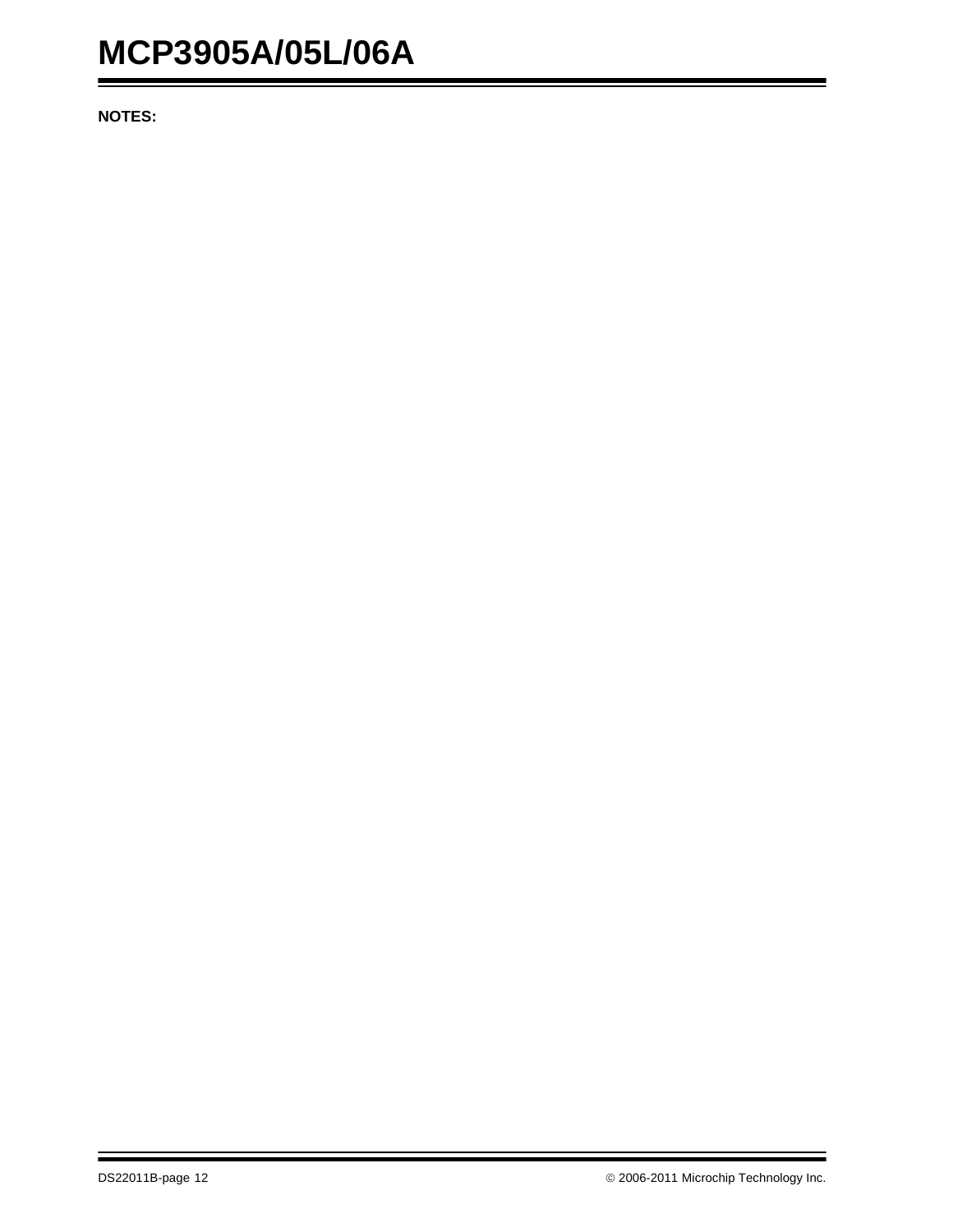**NOTES:**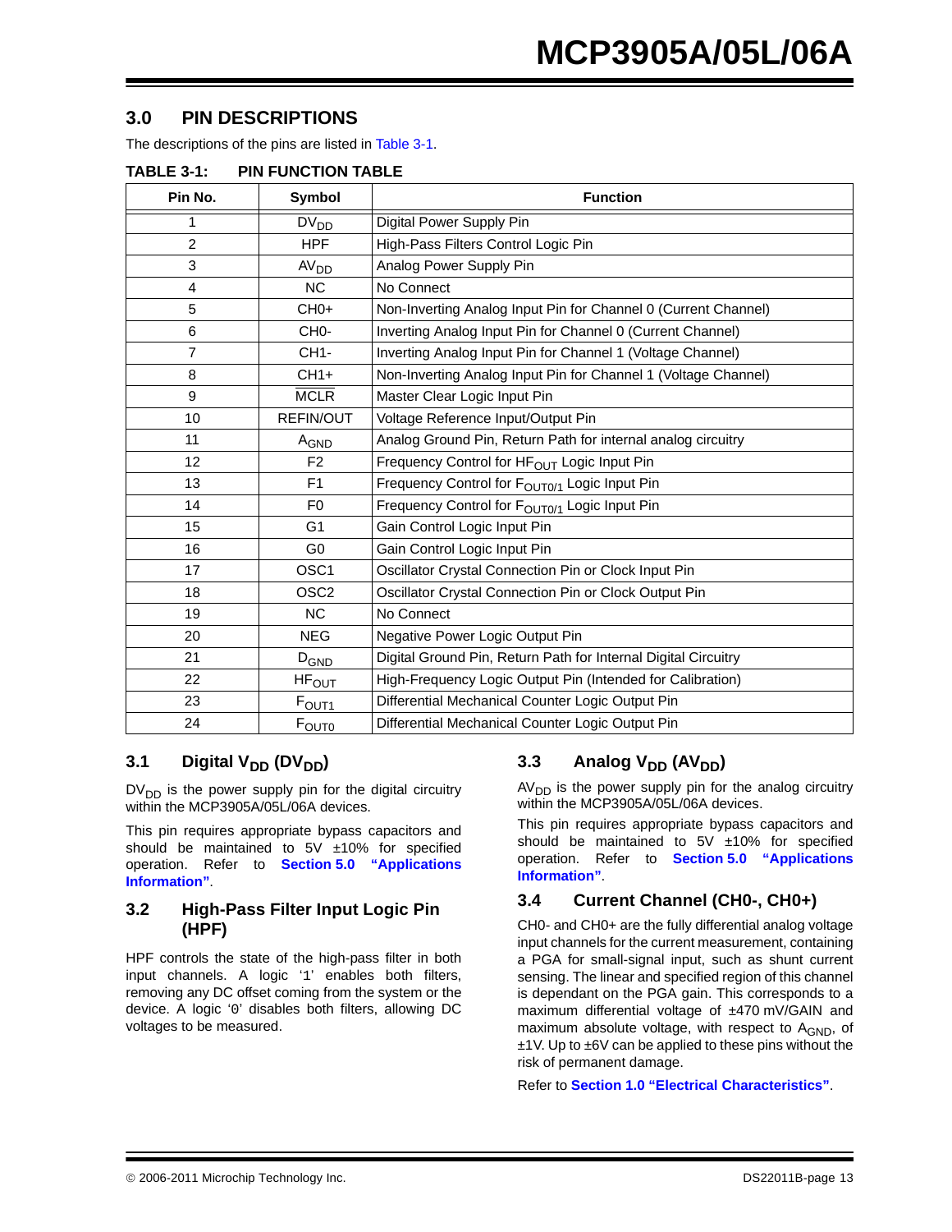## 3.0 PIN DESCRIPTIONS

The descriptions of the pins are listed in Table 3-1.

**TABLE 3-1: PIN FUNCTION TABLE**

| Pin No. | Symbol | Function |
|---|---|---|
| 1 | $DV_{DD}$ | Digital Power Supply Pin |
| 2 | HPF | High-Pass Filters Control Logic Pin |
| 3 | $AV_{DD}$ | Analog Power Supply Pin |
| 4 | NC | No Connect |
| 5 | CH0+ | Non-Inverting Analog Input Pin for Channel 0 (Current Channel) |
| 6 | CH0- | Inverting Analog Input Pin for Channel 0 (Current Channel) |
| 7 | CH1- | Inverting Analog Input Pin for Channel 1 (Voltage Channel) |
| 8 | CH1+ | Non-Inverting Analog Input Pin for Channel 1 (Voltage Channel) |
| 9 | $\overline{MCLR}$ | Master Clear Logic Input Pin |
| 10 | REFIN/OUT | Voltage Reference Input/Output Pin |
| 11 | $A_{GND}$ | Analog Ground Pin, Return Path for internal analog circuitry |
| 12 | F2 | Frequency Control for $HF_{OUT}$ Logic Input Pin |
| 13 | F1 | Frequency Control for $F_{OUT0/1}$ Logic Input Pin |
| 14 | F0 | Frequency Control for $F_{OUT0/1}$ Logic Input Pin |
| 15 | G1 | Gain Control Logic Input Pin |
| 16 | G0 | Gain Control Logic Input Pin |
| 17 | OSC1 | Oscillator Crystal Connection Pin or Clock Input Pin |
| 18 | OSC2 | Oscillator Crystal Connection Pin or Clock Output Pin |
| 19 | NC | No Connect |
| 20 | NEG | Negative Power Logic Output Pin |
| 21 | $D_{GND}$ | Digital Ground Pin, Return Path for Internal Digital Circuitry |
| 22 | $HF_{OUT}$ | High-Frequency Logic Output Pin (Intended for Calibration) |
| 23 | $F_{OUT1}$ | Differential Mechanical Counter Logic Output Pin |
| 24 | $F_{OUT0}$ | Differential Mechanical Counter Logic Output Pin |

### 3.1 Digital $V_{DD}$ ($DV_{DD}$)

$DV_{DD}$ is the power supply pin for the digital circuitry within the MCP3905A/05L/06A devices.

This pin requires appropriate bypass capacitors and should be maintained to 5V ±10% for specified operation. Refer to **Section 5.0 "Applications Information"**.

### 3.2 High-Pass Filter Input Logic Pin (HPF)

HPF controls the state of the high-pass filter in both input channels. A logic '1' enables both filters, removing any DC offset coming from the system or the device. A logic '0' disables both filters, allowing DC voltages to be measured.

### 3.3 Analog $V_{DD}$ ($AV_{DD}$)

$AV_{DD}$ is the power supply pin for the analog circuitry within the MCP3905A/05L/06A devices.

This pin requires appropriate bypass capacitors and should be maintained to 5V ±10% for specified operation. Refer to **Section 5.0 "Applications Information"**.

### 3.4 Current Channel (CH0-, CH0+)

CH0- and CH0+ are the fully differential analog voltage input channels for the current measurement, containing a PGA for small-signal input, such as shunt current sensing. The linear and specified region of this channel is dependant on the PGA gain. This corresponds to a maximum differential voltage of ±470 mV/GAIN and maximum absolute voltage, with respect to $A_{GND}$, of ±1V. Up to ±6V can be applied to these pins without the risk of permanent damage.

Refer to **Section 1.0 "Electrical Characteristics"**.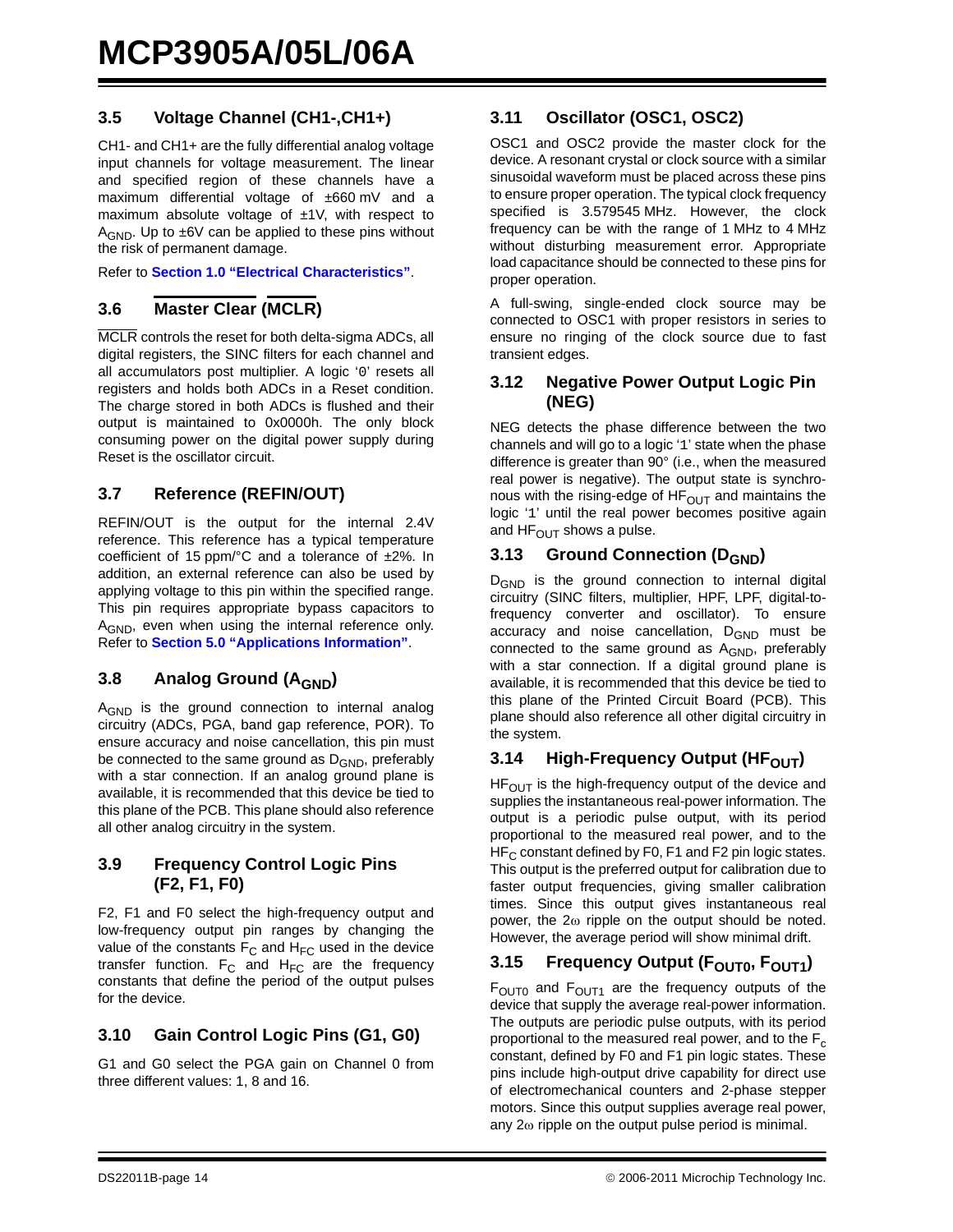### 3.5 Voltage Channel (CH1-,CH1+)

CH1- and CH1+ are the fully differential analog voltage input channels for voltage measurement. The linear and specified region of these channels have a maximum differential voltage of ±660 mV and a maximum absolute voltage of ±1V, with respect to $A_{GND}$. Up to ±6V can be applied to these pins without the risk of permanent damage.

Refer to **Section 1.0 "Electrical Characteristics"**.

### 3.6 Master Clear ($\overline{MCLR}$)

$\overline{MCLR}$ controls the reset for both delta-sigma ADCs, all digital registers, the SINC filters for each channel and all accumulators post multiplier. A logic '0' resets all registers and holds both ADCs in a Reset condition. The charge stored in both ADCs is flushed and their output is maintained to 0x0000h. The only block consuming power on the digital power supply during Reset is the oscillator circuit.

### 3.7 Reference (REFIN/OUT)

REFIN/OUT is the output for the internal 2.4V reference. This reference has a typical temperature coefficient of 15 ppm/°C and a tolerance of ±2%. In addition, an external reference can also be used by applying voltage to this pin within the specified range. This pin requires appropriate bypass capacitors to $A_{GND}$, even when using the internal reference only. Refer to **Section 5.0 "Applications Information"**.

### 3.8 Analog Ground ($A_{GND}$)

$A_{GND}$ is the ground connection to internal analog circuitry (ADCs, PGA, band gap reference, POR). To ensure accuracy and noise cancellation, this pin must be connected to the same ground as $D_{GND}$, preferably with a star connection. If an analog ground plane is available, it is recommended that this device be tied to this plane of the PCB. This plane should also reference all other analog circuitry in the system.

### 3.9 Frequency Control Logic Pins (F2, F1, F0)

F2, F1 and F0 select the high-frequency output and low-frequency output pin ranges by changing the value of the constants $F_C$ and $H_{FC}$ used in the device transfer function. $F_C$ and $H_{FC}$ are the frequency constants that define the period of the output pulses for the device.

### 3.10 Gain Control Logic Pins (G1, G0)

G1 and G0 select the PGA gain on Channel 0 from three different values: 1, 8 and 16.

### 3.11 Oscillator (OSC1, OSC2)

OSC1 and OSC2 provide the master clock for the device. A resonant crystal or clock source with a similar sinusoidal waveform must be placed across these pins to ensure proper operation. The typical clock frequency specified is 3.579545 MHz. However, the clock frequency can be with the range of 1 MHz to 4 MHz without disturbing measurement error. Appropriate load capacitance should be connected to these pins for proper operation.

A full-swing, single-ended clock source may be connected to OSC1 with proper resistors in series to ensure no ringing of the clock source due to fast transient edges.

### 3.12 Negative Power Output Logic Pin (NEG)

NEG detects the phase difference between the two channels and will go to a logic '1' state when the phase difference is greater than 90° (i.e., when the measured real power is negative). The output state is synchronous with the rising-edge of $HF_{OUT}$ and maintains the logic '1' until the real power becomes positive again and $HF_{OUT}$ shows a pulse.

### 3.13 Ground Connection ($D_{GND}$)

$D_{GND}$ is the ground connection to internal digital circuitry (SINC filters, multiplier, HPF, LPF, digital-to-frequency converter and oscillator). To ensure accuracy and noise cancellation, $D_{GND}$ must be connected to the same ground as $A_{GND}$, preferably with a star connection. If a digital ground plane is available, it is recommended that this device be tied to this plane of the Printed Circuit Board (PCB). This plane should also reference all other digital circuitry in the system.

### 3.14 High-Frequency Output ($HF_{OUT}$)

$HF_{OUT}$ is the high-frequency output of the device and supplies the instantaneous real-power information. The output is a periodic pulse output, with its period proportional to the measured real power, and to the $HF_C$ constant defined by F0, F1 and F2 pin logic states. This output is the preferred output for calibration due to faster output frequencies, giving smaller calibration times. Since this output gives instantaneous real power, the $2\omega$ ripple on the output should be noted. However, the average period will show minimal drift.

### 3.15 Frequency Output ($F_{OUT0}$, $F_{OUT1}$)

$F_{OUT0}$ and $F_{OUT1}$ are the frequency outputs of the device that supply the average real-power information. The outputs are periodic pulse outputs, with its period proportional to the measured real power, and to the $F_c$ constant, defined by F0 and F1 pin logic states. These pins include high-output drive capability for direct use of electromechanical counters and 2-phase stepper motors. Since this output supplies average real power, any $2\omega$ ripple on the output pulse period is minimal.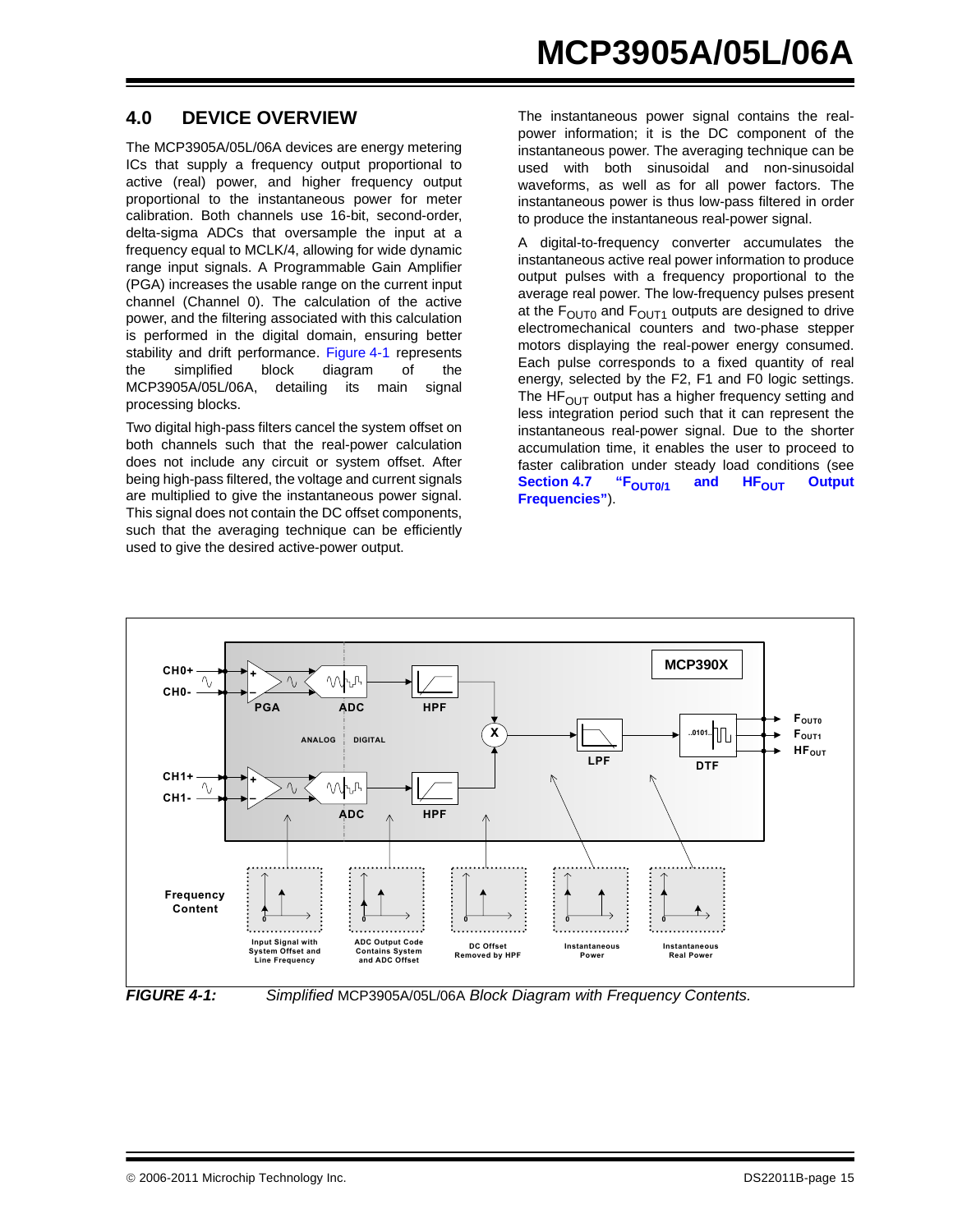## 4.0 DEVICE OVERVIEW

The MCP3905A/05L/06A devices are energy metering ICs that supply a frequency output proportional to active (real) power, and higher frequency output proportional to the instantaneous power for meter calibration. Both channels use 16-bit, second-order, delta-sigma ADCs that oversample the input at a frequency equal to MCLK/4, allowing for wide dynamic range input signals. A Programmable Gain Amplifier (PGA) increases the usable range on the current input channel (Channel 0). The calculation of the active power, and the filtering associated with this calculation is performed in the digital domain, ensuring better stability and drift performance. Figure 4-1 represents the simplified block diagram of the MCP3905A/05L/06A, detailing its main signal processing blocks.

Two digital high-pass filters cancel the system offset on both channels such that the real-power calculation does not include any circuit or system offset. After being high-pass filtered, the voltage and current signals are multiplied to give the instantaneous power signal. This signal does not contain the DC offset components, such that the averaging technique can be efficiently used to give the desired active-power output.

The instantaneous power signal contains the real-power information; it is the DC component of the instantaneous power. The averaging technique can be used with both sinusoidal and non-sinusoidal waveforms, as well as for all power factors. The instantaneous power is thus low-pass filtered in order to produce the instantaneous real-power signal.

A digital-to-frequency converter accumulates the instantaneous active real power information to produce output pulses with a frequency proportional to the average real power. The low-frequency pulses present at the $F_{OUT0}$ and $F_{OUT1}$ outputs are designed to drive electromechanical counters and two-phase stepper motors displaying the real-power energy consumed. Each pulse corresponds to a fixed quantity of real energy, selected by the F2, F1 and F0 logic settings. The $HF_{OUT}$ output has a higher frequency setting and less integration period such that it can represent the instantaneous real-power signal. Due to the shorter accumulation time, it enables the user to proceed to faster calibration under steady load conditions (see **Section 4.7 "$F_{OUT0/1}$ and $HF_{OUT}$ Output Frequencies"**).

*FIGURE 4-1:* *Simplified* MCP3905A/05L/06A *Block Diagram with Frequency Contents.*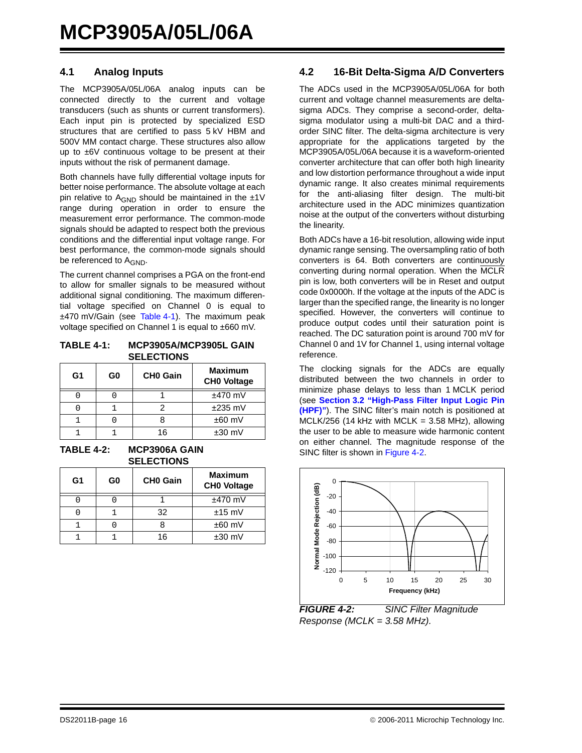## 4.1 Analog Inputs

The MCP3905A/05L/06A analog inputs can be connected directly to the current and voltage transducers (such as shunts or current transformers). Each input pin is protected by specialized ESD structures that are certified to pass 5 kV HBM and 500V MM contact charge. These structures also allow up to ±6V continuous voltage to be present at their inputs without the risk of permanent damage.

Both channels have fully differential voltage inputs for better noise performance. The absolute voltage at each pin relative to $A_{GND}$ should be maintained in the ±1V range during operation in order to ensure the measurement error performance. The common-mode signals should be adapted to respect both the previous conditions and the differential input voltage range. For best performance, the common-mode signals should be referenced to $A_{GND}$.

The current channel comprises a PGA on the front-end to allow for smaller signals to be measured without additional signal conditioning. The maximum differential voltage specified on Channel 0 is equal to ±470 mV/Gain (see Table 4-1). The maximum peak voltage specified on Channel 1 is equal to ±660 mV.

**TABLE 4-1: MCP3905A/MCP3905L GAIN SELECTIONS**

| G1 | G0 | CH0 Gain | Maximum CH0 Voltage |
|---|---|---|---|
| 0 | 0 | 1 | ±470 mV |
| 0 | 1 | 2 | ±235 mV |
| 1 | 0 | 8 | ±60 mV |
| 1 | 1 | 16 | ±30 mV |

**TABLE 4-2: MCP3906A GAIN SELECTIONS**

| G1 | G0 | CH0 Gain | Maximum CH0 Voltage |
|---|---|---|---|
| 0 | 0 | 1 | ±470 mV |
| 0 | 1 | 32 | ±15 mV |
| 1 | 0 | 8 | ±60 mV |
| 1 | 1 | 16 | ±30 mV |

## 4.2 16-Bit Delta-Sigma A/D Converters

The ADCs used in the MCP3905A/05L/06A for both current and voltage channel measurements are delta-sigma ADCs. They comprise a second-order, delta-sigma modulator using a multi-bit DAC and a third-order SINC filter. The delta-sigma architecture is very appropriate for the applications targeted by the MCP3905A/05L/06A because it is a waveform-oriented converter architecture that can offer both high linearity and low distortion performance throughout a wide input dynamic range. It also creates minimal requirements for the anti-aliasing filter design. The multi-bit architecture used in the ADC minimizes quantization noise at the output of the converters without disturbing the linearity.

Both ADCs have a 16-bit resolution, allowing wide input dynamic range sensing. The oversampling ratio of both converters is 64. Both converters are continuously converting during normal operation. When the $\overline{MCLR}$ pin is low, both converters will be in Reset and output code 0x0000h. If the voltage at the inputs of the ADC is larger than the specified range, the linearity is no longer specified. However, the converters will continue to produce output codes until their saturation point is reached. The DC saturation point is around 700 mV for Channel 0 and 1V for Channel 1, using internal voltage reference.

The clocking signals for the ADCs are equally distributed between the two channels in order to minimize phase delays to less than 1 MCLK period (see **Section 3.2 "High-Pass Filter Input Logic Pin (HPF)"**). The SINC filter's main notch is positioned at MCLK/256 (14 kHz with MCLK = 3.58 MHz), allowing the user to be able to measure wide harmonic content on either channel. The magnitude response of the SINC filter is shown in Figure 4-2.

***FIGURE 4-2:*** *SINC Filter Magnitude Response (MCLK = 3.58 MHz).*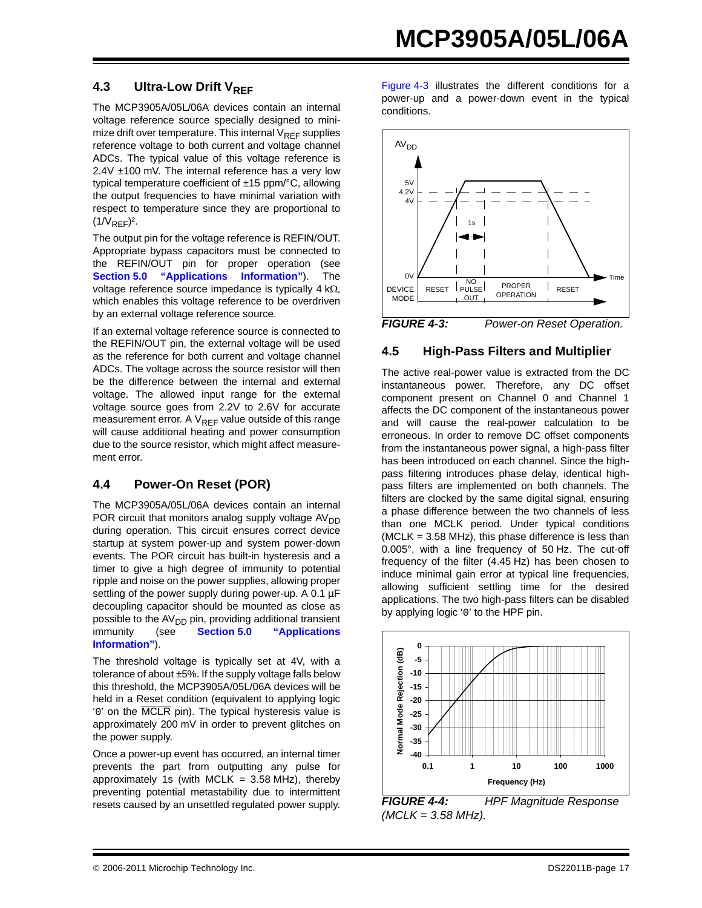### 4.3 Ultra-Low Drift $V_{REF}$

The MCP3905A/05L/06A devices contain an internal voltage reference source specially designed to minimize drift over temperature. This internal $V_{REF}$ supplies reference voltage to both current and voltage channel ADCs. The typical value of this voltage reference is 2.4V ±100 mV. The internal reference has a very low typical temperature coefficient of ±15 ppm/°C, allowing the output frequencies to have minimal variation with respect to temperature since they are proportional to $(1/V_{REF})^2$.

The output pin for the voltage reference is REFIN/OUT. Appropriate bypass capacitors must be connected to the REFIN/OUT pin for proper operation (see **Section 5.0 "Applications Information"**). The voltage reference source impedance is typically 4 kΩ, which enables this voltage reference to be overdriven by an external voltage reference source.

If an external voltage reference source is connected to the REFIN/OUT pin, the external voltage will be used as the reference for both current and voltage channel ADCs. The voltage across the source resistor will then be the difference between the internal and external voltage. The allowed input range for the external voltage source goes from 2.2V to 2.6V for accurate measurement error. A $V_{REF}$ value outside of this range will cause additional heating and power consumption due to the source resistor, which might affect measurement error.

### 4.4 Power-On Reset (POR)

The MCP3905A/05L/06A devices contain an internal POR circuit that monitors analog supply voltage $AV_{DD}$ during operation. This circuit ensures correct device startup at system power-up and system power-down events. The POR circuit has built-in hysteresis and a timer to give a high degree of immunity to potential ripple and noise on the power supplies, allowing proper settling of the power supply during power-up. A 0.1 µF decoupling capacitor should be mounted as close as possible to the $AV_{DD}$ pin, providing additional transient immunity (see **Section 5.0 "Applications Information"**).

The threshold voltage is typically set at 4V, with a tolerance of about ±5%. If the supply voltage falls below this threshold, the MCP3905A/05L/06A devices will be held in a Reset condition (equivalent to applying logic '0' on the $\overline{MCLR}$ pin). The typical hysteresis value is approximately 200 mV in order to prevent glitches on the power supply.

Once a power-up event has occurred, an internal timer prevents the part from outputting any pulse for approximately 1s (with MCLK = 3.58 MHz), thereby preventing potential metastability due to intermittent resets caused by an unsettled regulated power supply.

Figure 4-3 illustrates the different conditions for a power-up and a power-down event in the typical conditions.

*FIGURE 4-3: Power-on Reset Operation.*

### 4.5 High-Pass Filters and Multiplier

The active real-power value is extracted from the DC instantaneous power. Therefore, any DC offset component present on Channel 0 and Channel 1 affects the DC component of the instantaneous power and will cause the real-power calculation to be erroneous. In order to remove DC offset components from the instantaneous power signal, a high-pass filter has been introduced on each channel. Since the high-pass filtering introduces phase delay, identical high-pass filters are implemented on both channels. The filters are clocked by the same digital signal, ensuring a phase difference between the two channels of less than one MCLK period. Under typical conditions (MCLK = 3.58 MHz), this phase difference is less than 0.005°, with a line frequency of 50 Hz. The cut-off frequency of the filter (4.45 Hz) has been chosen to induce minimal gain error at typical line frequencies, allowing sufficient settling time for the desired applications. The two high-pass filters can be disabled by applying logic '0' to the HPF pin.

*FIGURE 4-4: HPF Magnitude Response (MCLK = 3.58 MHz).*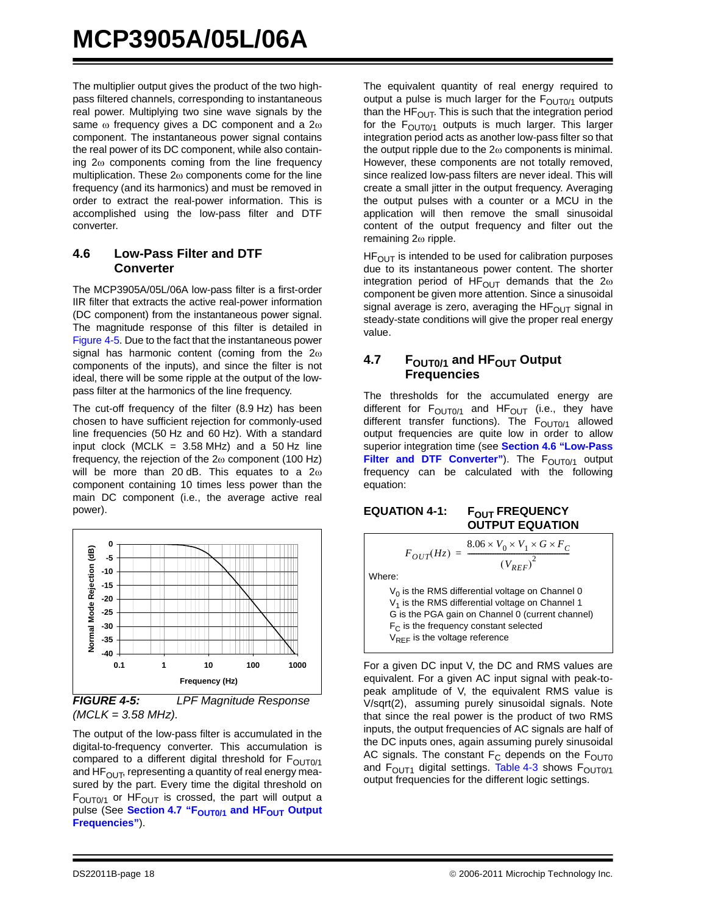The multiplier output gives the product of the two high-pass filtered channels, corresponding to instantaneous real power. Multiplying two sine wave signals by the same ω frequency gives a DC component and a 2ω component. The instantaneous power signal contains the real power of its DC component, while also containing 2ω components coming from the line frequency multiplication. These 2ω components come for the line frequency (and its harmonics) and must be removed in order to extract the real-power information. This is accomplished using the low-pass filter and DTF converter.

## 4.6 Low-Pass Filter and DTF Converter

The MCP3905A/05L/06A low-pass filter is a first-order IIR filter that extracts the active real-power information (DC component) from the instantaneous power signal. The magnitude response of this filter is detailed in Figure 4-5. Due to the fact that the instantaneous power signal has harmonic content (coming from the 2ω components of the inputs), and since the filter is not ideal, there will be some ripple at the output of the low-pass filter at the harmonics of the line frequency.

The cut-off frequency of the filter (8.9 Hz) has been chosen to have sufficient rejection for commonly-used line frequencies (50 Hz and 60 Hz). With a standard input clock (MCLK = 3.58 MHz) and a 50 Hz line frequency, the rejection of the 2ω component (100 Hz) will be more than 20 dB. This equates to a 2ω component containing 10 times less power than the main DC component (i.e., the average active real power).

**FIGURE 4-5:** *LPF Magnitude Response (MCLK = 3.58 MHz).*

The output of the low-pass filter is accumulated in the digital-to-frequency converter. This accumulation is compared to a different digital threshold for $F_{OUT0/1}$ and $HF_{OUT}$, representing a quantity of real energy measured by the part. Every time the digital threshold on $F_{OUT0/1}$ or $HF_{OUT}$ is crossed, the part will output a pulse (See **Section 4.7 "$F_{OUT0/1}$ and $HF_{OUT}$ Output Frequencies"**).

The equivalent quantity of real energy required to output a pulse is much larger for the $F_{OUT0/1}$ outputs than the $HF_{OUT}$. This is such that the integration period for the $F_{OUT0/1}$ outputs is much larger. This larger integration period acts as another low-pass filter so that the output ripple due to the 2ω components is minimal. However, these components are not totally removed, since realized low-pass filters are never ideal. This will create a small jitter in the output frequency. Averaging the output pulses with a counter or a MCU in the application will then remove the small sinusoidal content of the output frequency and filter out the remaining 2ω ripple.

$HF_{OUT}$ is intended to be used for calibration purposes due to its instantaneous power content. The shorter integration period of $HF_{OUT}$ demands that the 2ω component be given more attention. Since a sinusoidal signal average is zero, averaging the $HF_{OUT}$ signal in steady-state conditions will give the proper real energy value.

## 4.7 $F_{OUT0/1}$ and $HF_{OUT}$ Output Frequencies

The thresholds for the accumulated energy are different for $F_{OUT0/1}$ and $HF_{OUT}$ (i.e., they have different transfer functions). The $F_{OUT0/1}$ allowed output frequencies are quite low in order to allow superior integration time (see **Section 4.6 "Low-Pass Filter and DTF Converter"**). The $F_{OUT0/1}$ output frequency can be calculated with the following equation:

**EQUATION 4-1: $F_{OUT}$ FREQUENCY OUTPUT EQUATION**

$$F_{OUT}(Hz) = \frac{8.06 \times V_0 \times V_1 \times G \times F_C}{(V_{REF})^2}$$

Where:

- $V_0$ is the RMS differential voltage on Channel 0
- $V_1$ is the RMS differential voltage on Channel 1
- $G$ is the PGA gain on Channel 0 (current channel)
- $F_C$ is the frequency constant selected
- $V_{REF}$ is the voltage reference

For a given DC input V, the DC and RMS values are equivalent. For a given AC input signal with peak-to-peak amplitude of V, the equivalent RMS value is V/sqrt(2), assuming purely sinusoidal signals. Note that since the real power is the product of two RMS inputs, the output frequencies of AC signals are half of the DC inputs ones, again assuming purely sinusoidal AC signals. The constant $F_C$ depends on the $F_{OUT0}$ and $F_{OUT1}$ digital settings. Table 4-3 shows $F_{OUT0/1}$ output frequencies for the different logic settings.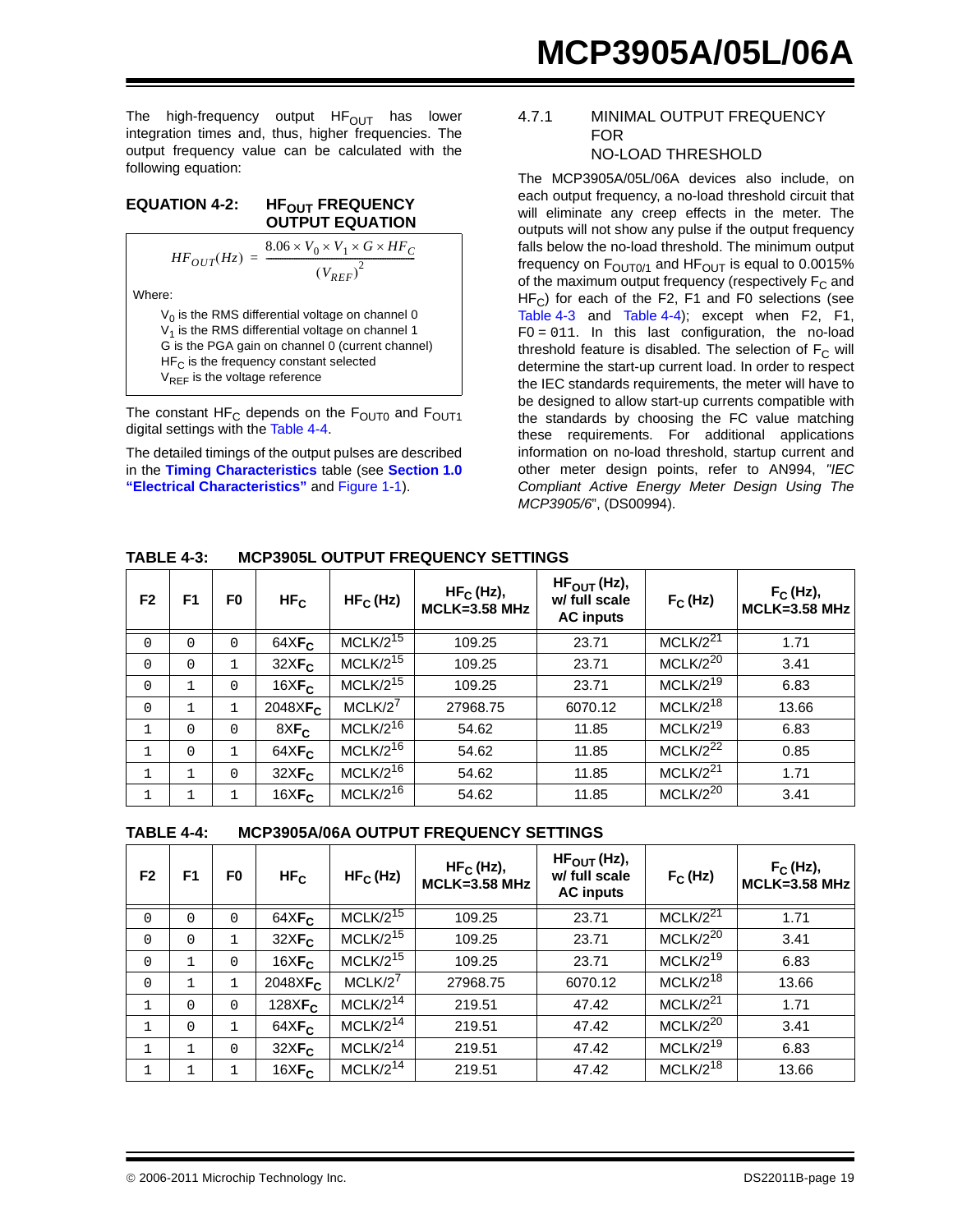The high-frequency output $HF_{OUT}$ has lower integration times and, thus, higher frequencies. The output frequency value can be calculated with the following equation:

**EQUATION 4-2: $HF_{OUT}$ FREQUENCY OUTPUT EQUATION**

$$HF_{OUT}(Hz) = \frac{8.06 \times V_0 \times V_1 \times G \times HF_C}{(V_{REF})^2}$$

Where:

- $V_0$ is the RMS differential voltage on channel 0
- $V_1$ is the RMS differential voltage on channel 1
- G is the PGA gain on channel 0 (current channel)
- $HF_C$ is the frequency constant selected
- $V_{REF}$ is the voltage reference

The constant $HF_C$ depends on the $F_{OUT0}$ and $F_{OUT1}$ digital settings with the Table 4-4.

The detailed timings of the output pulses are described in the **Timing Characteristics** table (see **Section 1.0 "Electrical Characteristics"** and Figure 1-1).

### 4.7.1 MINIMAL OUTPUT FREQUENCY FOR NO-LOAD THRESHOLD

The MCP3905A/05L/06A devices also include, on each output frequency, a no-load threshold circuit that will eliminate any creep effects in the meter. The outputs will not show any pulse if the output frequency falls below the no-load threshold. The minimum output frequency on $F_{OUT0/1}$ and $HF_{OUT}$ is equal to 0.0015% of the maximum output frequency (respectively $F_C$ and $HF_C$) for each of the F2, F1 and F0 selections (see Table 4-3 and Table 4-4); except when F2, F1, F0 = `011`. In this last configuration, the no-load threshold feature is disabled. The selection of $F_C$ will determine the start-up current load. In order to respect the IEC standards requirements, the meter will have to be designed to allow start-up currents compatible with the standards by choosing the FC value matching these requirements. For additional applications information on no-load threshold, startup current and other meter design points, refer to AN994, *"IEC Compliant Active Energy Meter Design Using The MCP3905/6"*, (DS00994).

**TABLE 4-3: MCP3905L OUTPUT FREQUENCY SETTINGS**

| F2 | F1 | F0 | $HF_C$ | $HF_C$ (Hz) | $HF_C$ (Hz), MCLK=3.58 MHz | $HF_{OUT}$ (Hz), w/ full scale AC inputs | $F_C$ (Hz) | $F_C$ (Hz), MCLK=3.58 MHz |
|---|---|---|---|---|---|---|---|---|
| 0 | 0 | 0 | $64XF_C$ | $MCLK/2^{15}$ | 109.25 | 23.71 | $MCLK/2^{21}$ | 1.71 |
| 0 | 0 | 1 | $32XF_C$ | $MCLK/2^{15}$ | 109.25 | 23.71 | $MCLK/2^{20}$ | 3.41 |
| 0 | 1 | 0 | $16XF_C$ | $MCLK/2^{15}$ | 109.25 | 23.71 | $MCLK/2^{19}$ | 6.83 |
| 0 | 1 | 1 | $2048XF_C$ | $MCLK/2^{7}$ | 27968.75 | 6070.12 | $MCLK/2^{18}$ | 13.66 |
| 1 | 0 | 0 | $8XF_C$ | $MCLK/2^{16}$ | 54.62 | 11.85 | $MCLK/2^{19}$ | 6.83 |
| 1 | 0 | 1 | $64XF_C$ | $MCLK/2^{16}$ | 54.62 | 11.85 | $MCLK/2^{22}$ | 0.85 |
| 1 | 1 | 0 | $32XF_C$ | $MCLK/2^{16}$ | 54.62 | 11.85 | $MCLK/2^{21}$ | 1.71 |
| 1 | 1 | 1 | $16XF_C$ | $MCLK/2^{16}$ | 54.62 | 11.85 | $MCLK/2^{20}$ | 3.41 |

**TABLE 4-4: MCP3905A/06A OUTPUT FREQUENCY SETTINGS**

| F2 | F1 | F0 | $HF_C$ | $HF_C$ (Hz) | $HF_C$ (Hz), MCLK=3.58 MHz | $HF_{OUT}$ (Hz), w/ full scale AC inputs | $F_C$ (Hz) | $F_C$ (Hz), MCLK=3.58 MHz |
|---|---|---|---|---|---|---|---|---|
| 0 | 0 | 0 | $64XF_C$ | $MCLK/2^{15}$ | 109.25 | 23.71 | $MCLK/2^{21}$ | 1.71 |
| 0 | 0 | 1 | $32XF_C$ | $MCLK/2^{15}$ | 109.25 | 23.71 | $MCLK/2^{20}$ | 3.41 |
| 0 | 1 | 0 | $16XF_C$ | $MCLK/2^{15}$ | 109.25 | 23.71 | $MCLK/2^{19}$ | 6.83 |
| 0 | 1 | 1 | $2048XF_C$ | $MCLK/2^{7}$ | 27968.75 | 6070.12 | $MCLK/2^{18}$ | 13.66 |
| 1 | 0 | 0 | $128XF_C$ | $MCLK/2^{14}$ | 219.51 | 47.42 | $MCLK/2^{21}$ | 1.71 |
| 1 | 0 | 1 | $64XF_C$ | $MCLK/2^{14}$ | 219.51 | 47.42 | $MCLK/2^{20}$ | 3.41 |
| 1 | 1 | 0 | $32XF_C$ | $MCLK/2^{14}$ | 219.51 | 47.42 | $MCLK/2^{19}$ | 6.83 |
| 1 | 1 | 1 | $16XF_C$ | $MCLK/2^{14}$ | 219.51 | 47.42 | $MCLK/2^{18}$ | 13.66 |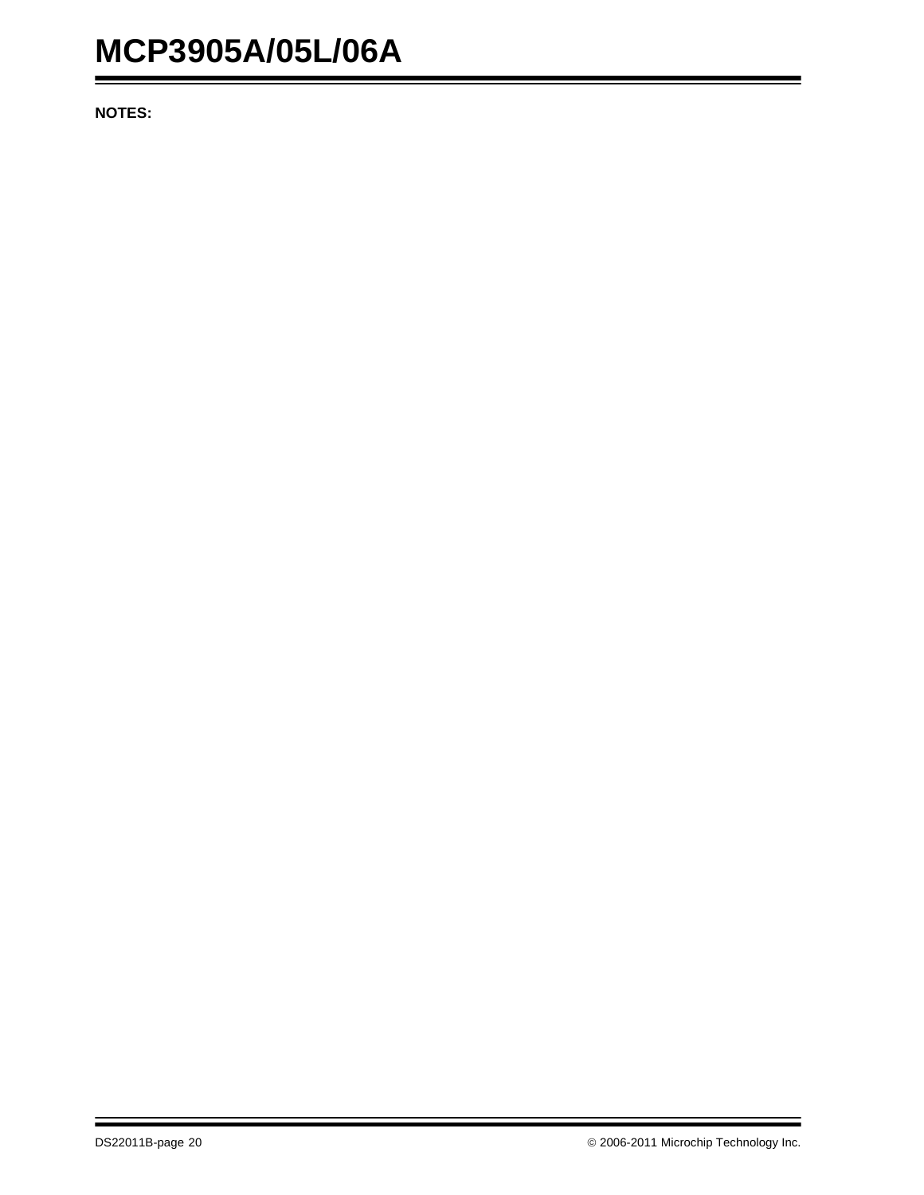NOTES: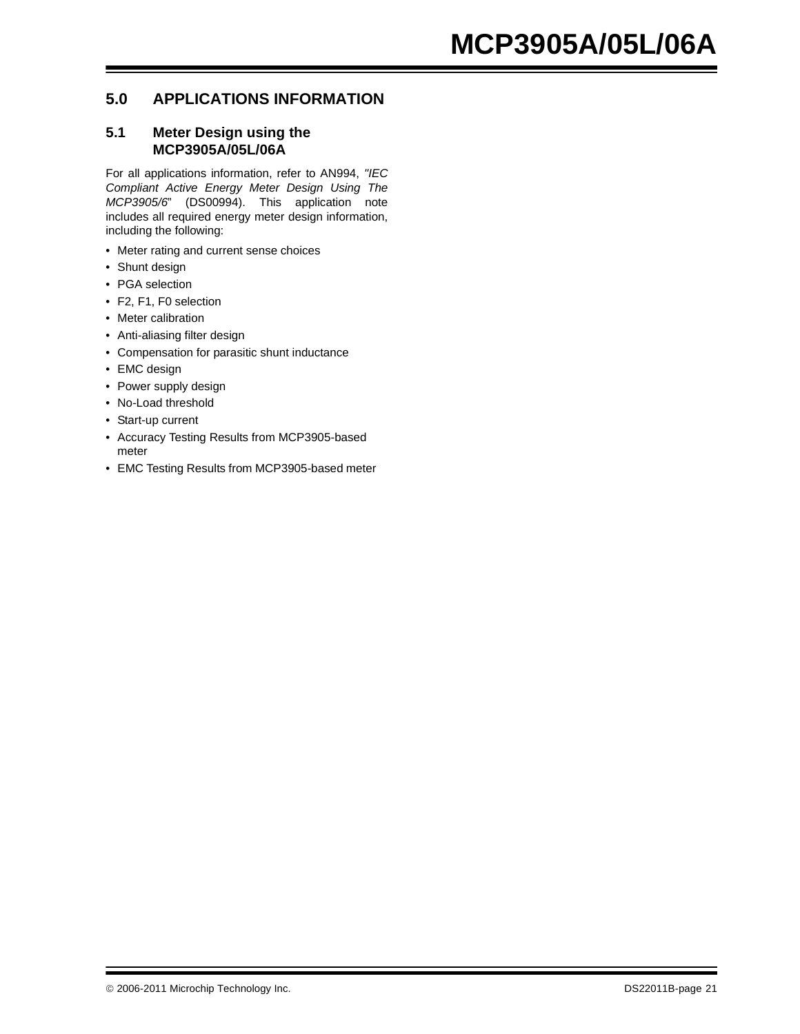## 5.0 APPLICATIONS INFORMATION

### 5.1 Meter Design using the MCP3905A/05L/06A

For all applications information, refer to AN994, *"IEC Compliant Active Energy Meter Design Using The MCP3905/6*" (DS00994). This application note includes all required energy meter design information, including the following:

- Meter rating and current sense choices
- Shunt design
- PGA selection
- F2, F1, F0 selection
- Meter calibration
- Anti-aliasing filter design
- Compensation for parasitic shunt inductance
- EMC design
- Power supply design
- No-Load threshold
- Start-up current
- Accuracy Testing Results from MCP3905-based meter
- EMC Testing Results from MCP3905-based meter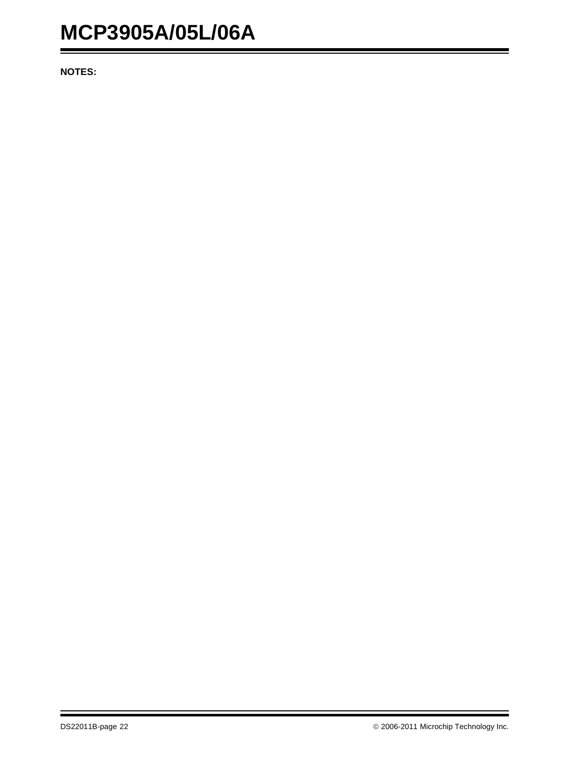**NOTES:**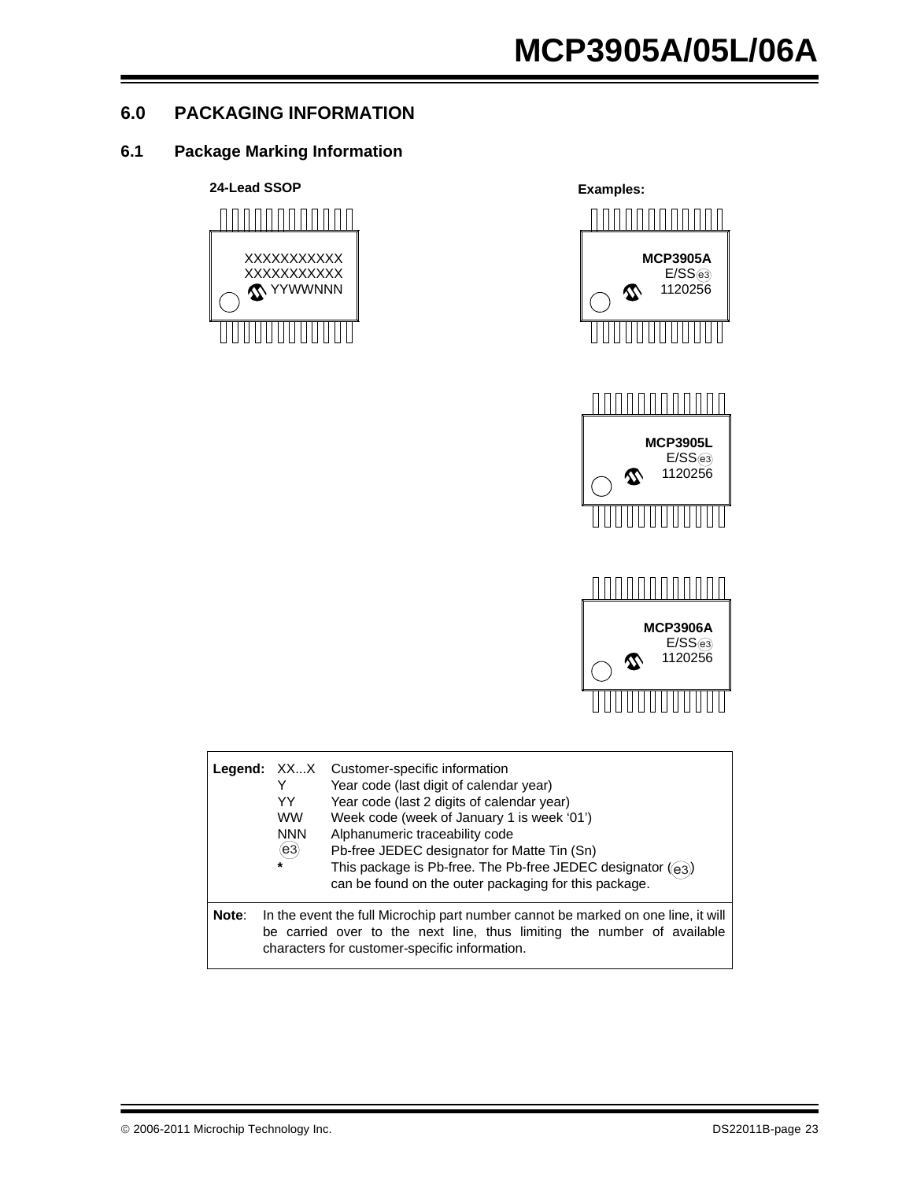## 6.0 PACKAGING INFORMATION

### 6.1 Package Marking Information

**24-Lead SSOP**

```
XXXXXXXXXXX
XXXXXXXXXXX
YYWWNNN
```

**Examples:**

```
MCP3905A
E/SS(e3)
1120256
```

```
MCP3905L
E/SS(e3)
1120256
```

```
MCP3906A
E/SS(e3)
1120256
```

| **Legend:** | | |
|---|---|---|
| | XX...X | Customer-specific information |
| | Y | Year code (last digit of calendar year) |
| | YY | Year code (last 2 digits of calendar year) |
| | WW | Week code (week of January 1 is week '01') |
| | NNN | Alphanumeric traceability code |
| | (e3) | Pb-free JEDEC designator for Matte Tin (Sn) |
| | * | This package is Pb-free. The Pb-free JEDEC designator ((e3)) can be found on the outer packaging for this package. |

**Note**: In the event the full Microchip part number cannot be marked on one line, it will be carried over to the next line, thus limiting the number of available characters for customer-specific information.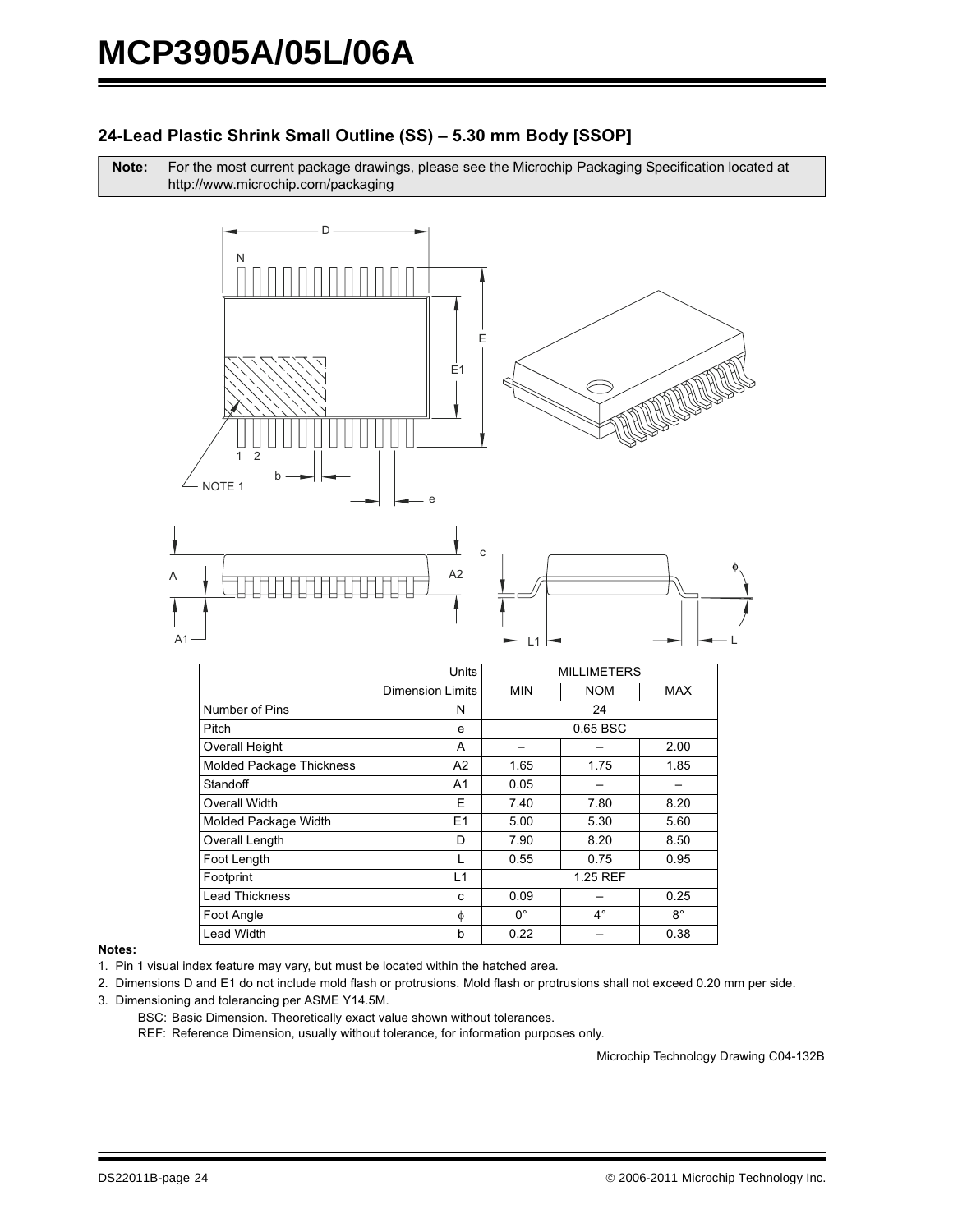## 24-Lead Plastic Shrink Small Outline (SS) – 5.30 mm Body [SSOP]

**Note:** For the most current package drawings, please see the Microchip Packaging Specification located at http://www.microchip.com/packaging

| Units | | MILLIMETERS | | |
|---|---|---|---|---|
| Dimension Limits | | MIN | NOM | MAX |
| Number of Pins | N | | 24 | |
| Pitch | e | | 0.65 BSC | |
| Overall Height | A | – | – | 2.00 |
| Molded Package Thickness | A2 | 1.65 | 1.75 | 1.85 |
| Standoff | A1 | 0.05 | – | – |
| Overall Width | E | 7.40 | 7.80 | 8.20 |
| Molded Package Width | E1 | 5.00 | 5.30 | 5.60 |
| Overall Length | D | 7.90 | 8.20 | 8.50 |
| Foot Length | L | 0.55 | 0.75 | 0.95 |
| Footprint | L1 | | 1.25 REF | |
| Lead Thickness | c | 0.09 | – | 0.25 |
| Foot Angle | φ | 0° | 4° | 8° |
| Lead Width | b | 0.22 | – | 0.38 |

**Notes:**

1. Pin 1 visual index feature may vary, but must be located within the hatched area.
2. Dimensions D and E1 do not include mold flash or protrusions. Mold flash or protrusions shall not exceed 0.20 mm per side.
3. Dimensioning and tolerancing per ASME Y14.5M.

   BSC: Basic Dimension. Theoretically exact value shown without tolerances.

   REF: Reference Dimension, usually without tolerance, for information purposes only.

Microchip Technology Drawing C04-132B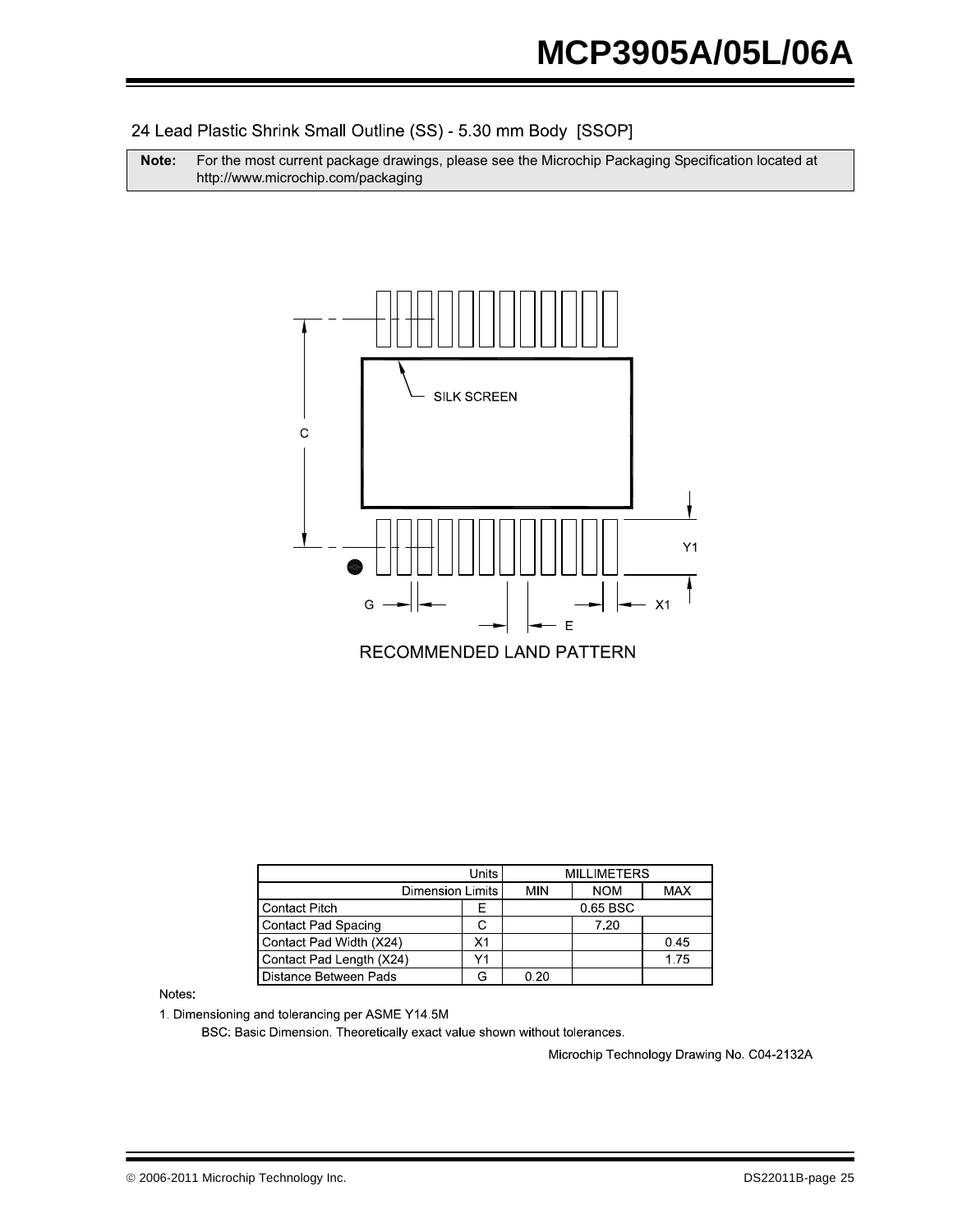24 Lead Plastic Shrink Small Outline (SS) - 5.30 mm Body [SSOP]

| **Note:** | For the most current package drawings, please see the Microchip Packaging Specification located at http://www.microchip.com/packaging |
|---|---|

SILK SCREEN

C

Y1

G

X1

E

RECOMMENDED LAND PATTERN

| Units | | MILLIMETERS | | |
|---|---|---|---|---|
| Dimension Limits | | MIN | NOM | MAX |
| Contact Pitch | E | | 0.65 BSC | |
| Contact Pad Spacing | C | | 7.20 | |
| Contact Pad Width (X24) | X1 | | | 0.45 |
| Contact Pad Length (X24) | Y1 | | | 1.75 |
| Distance Between Pads | G | 0.20 | | |

Notes:

1. Dimensioning and tolerancing per ASME Y14.5M

   BSC: Basic Dimension. Theoretically exact value shown without tolerances.

Microchip Technology Drawing No. C04-2132A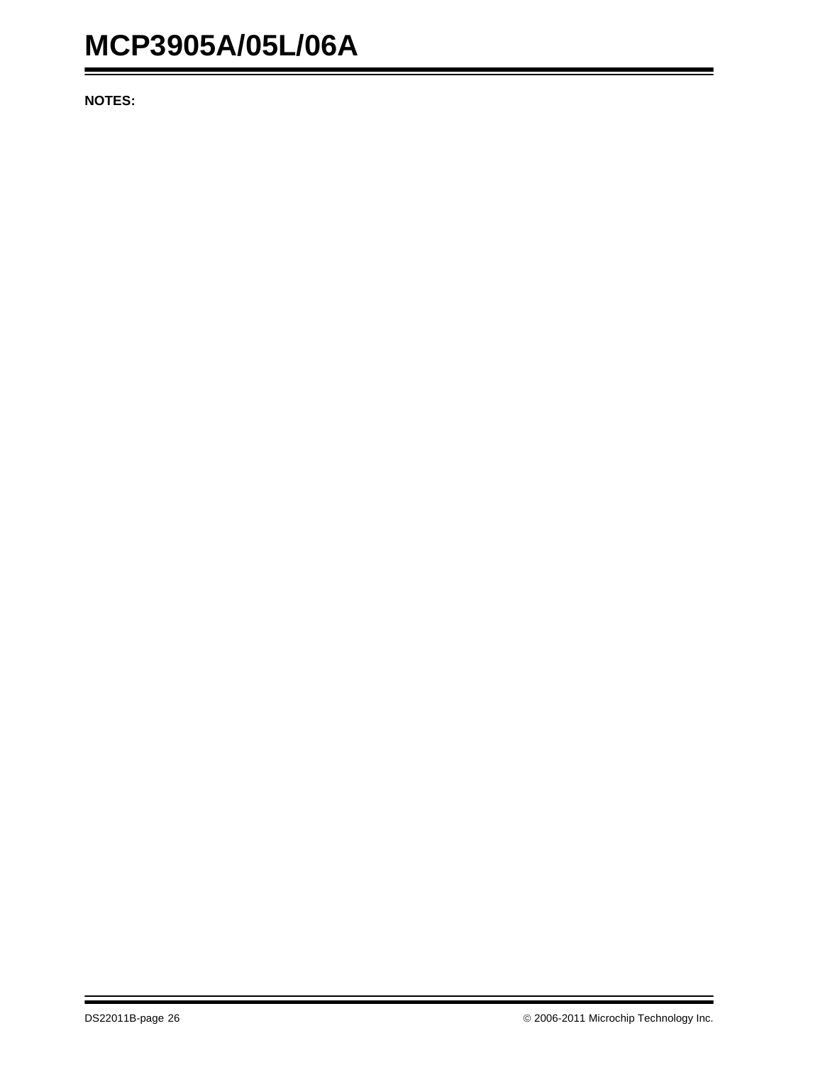**NOTES:**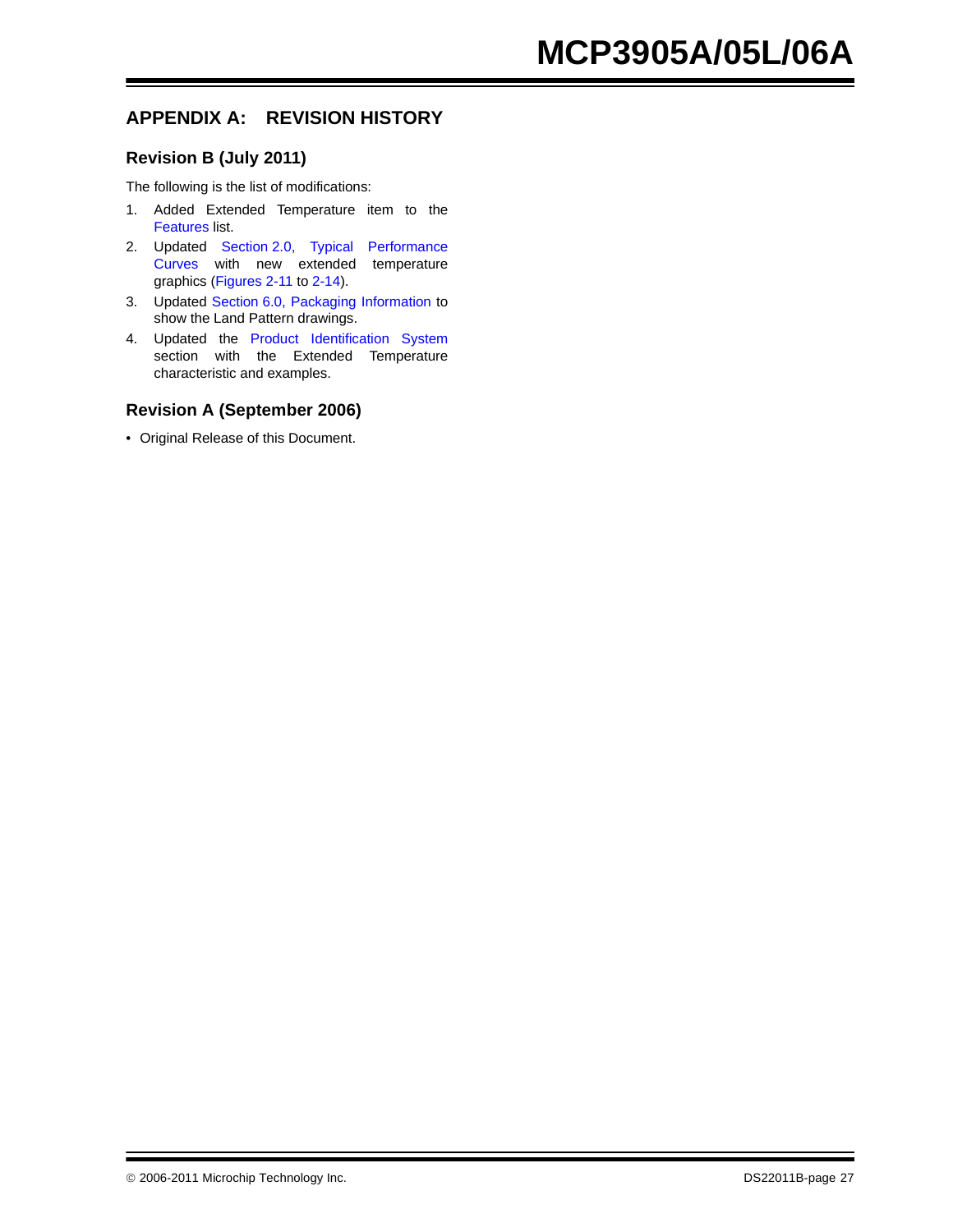# APPENDIX A: REVISION HISTORY

## Revision B (July 2011)

The following is the list of modifications:

1. Added Extended Temperature item to the Features list.
2. Updated Section 2.0, Typical Performance Curves with new extended temperature graphics (Figures 2-11 to 2-14).
3. Updated Section 6.0, Packaging Information to show the Land Pattern drawings.
4. Updated the Product Identification System section with the Extended Temperature characteristic and examples.

## Revision A (September 2006)

- Original Release of this Document.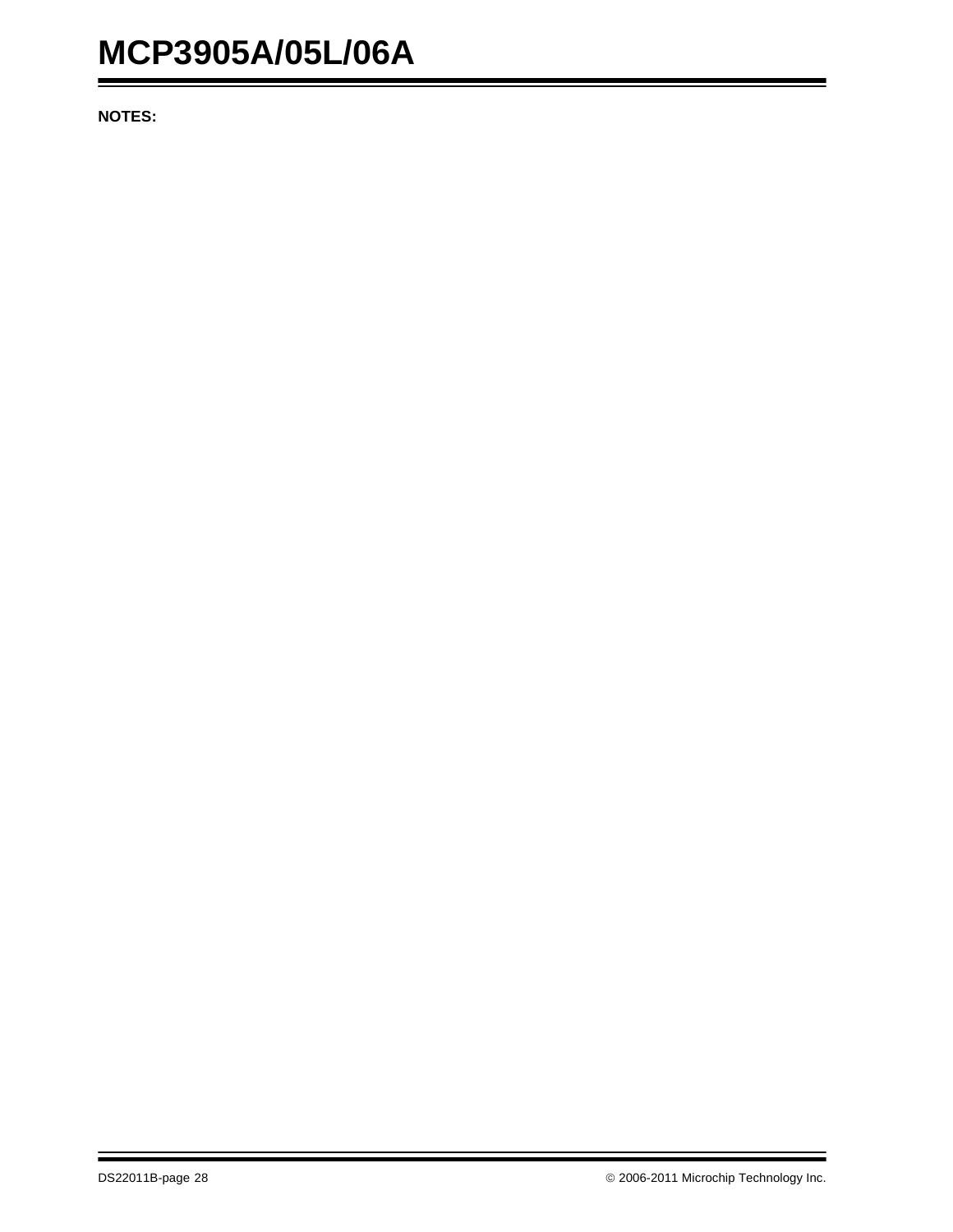**NOTES:**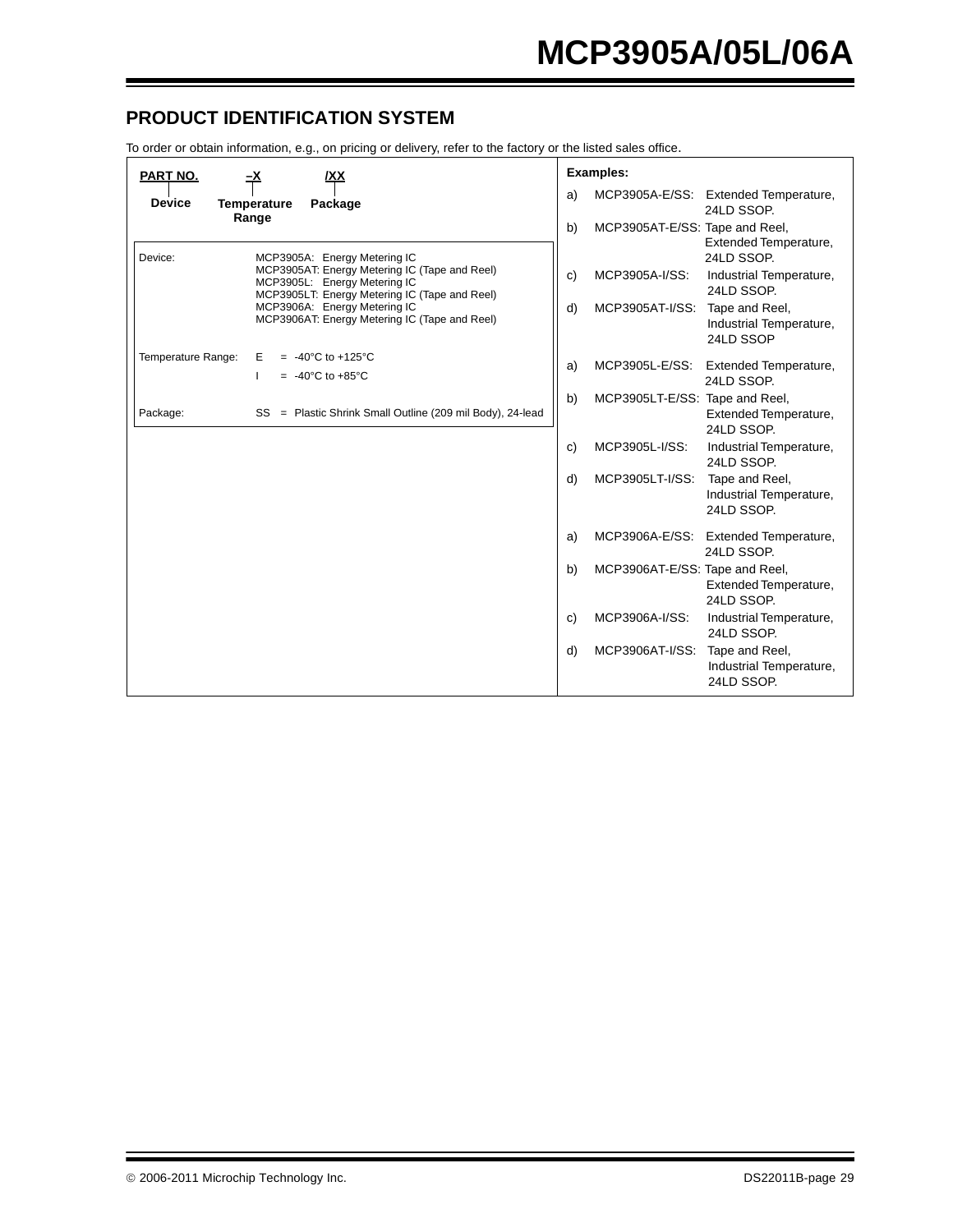## PRODUCT IDENTIFICATION SYSTEM

To order or obtain information, e.g., on pricing or delivery, refer to the factory or the listed sales office.

| PART NO. | –X | /XX |
|---|---|---|
| Device | Temperature Range | Package |

| | |
|---|---|
| Device: | MCP3905A: Energy Metering IC<br>MCP3905AT: Energy Metering IC (Tape and Reel)<br>MCP3905L: Energy Metering IC<br>MCP3905LT: Energy Metering IC (Tape and Reel)<br>MCP3906A: Energy Metering IC<br>MCP3906AT: Energy Metering IC (Tape and Reel) |
| Temperature Range: | E = -40°C to +125°C<br>I = -40°C to +85°C |
| Package: | SS = Plastic Shrink Small Outline (209 mil Body), 24-lead |

**Examples:**

a) MCP3905A-E/SS: Extended Temperature, 24LD SSOP.
b) MCP3905AT-E/SS: Tape and Reel, Extended Temperature, 24LD SSOP.
c) MCP3905A-I/SS: Industrial Temperature, 24LD SSOP.
d) MCP3905AT-I/SS: Tape and Reel, Industrial Temperature, 24LD SSOP

a) MCP3905L-E/SS: Extended Temperature, 24LD SSOP.
b) MCP3905LT-E/SS: Tape and Reel, Extended Temperature, 24LD SSOP.
c) MCP3905L-I/SS: Industrial Temperature, 24LD SSOP.
d) MCP3905LT-I/SS: Tape and Reel, Industrial Temperature, 24LD SSOP.

a) MCP3906A-E/SS: Extended Temperature, 24LD SSOP.
b) MCP3906AT-E/SS: Tape and Reel, Extended Temperature, 24LD SSOP.
c) MCP3906A-I/SS: Industrial Temperature, 24LD SSOP.
d) MCP3906AT-I/SS: Tape and Reel, Industrial Temperature, 24LD SSOP.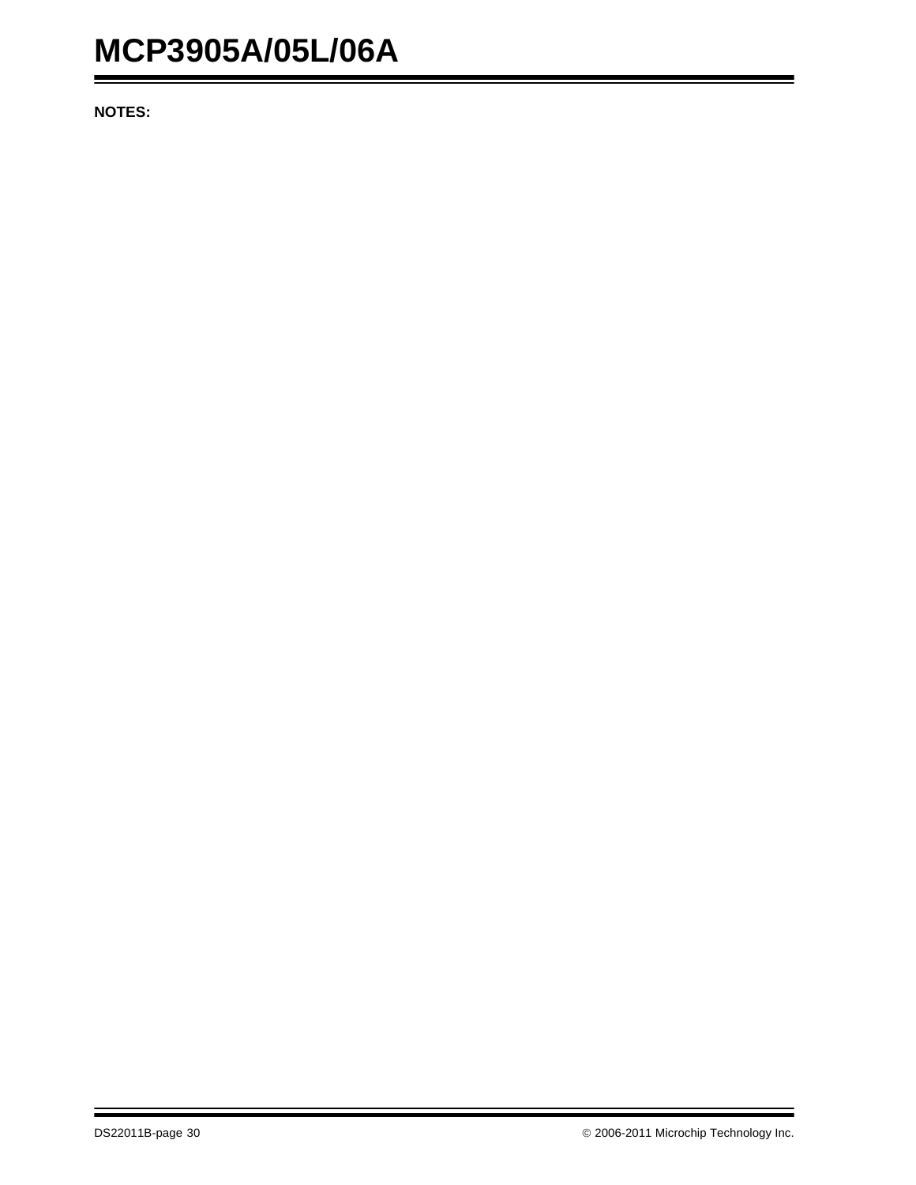**NOTES:**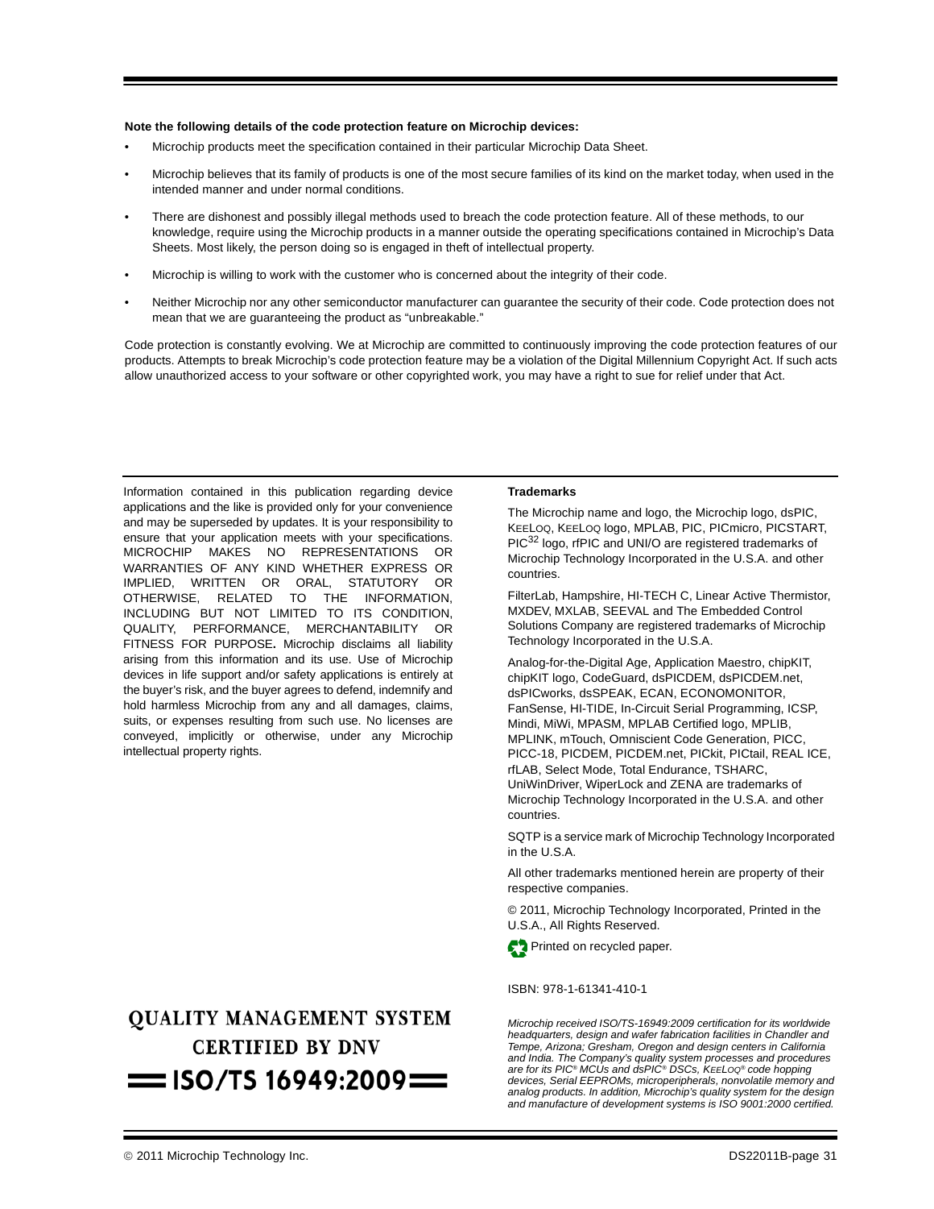**Note the following details of the code protection feature on Microchip devices:**

- Microchip products meet the specification contained in their particular Microchip Data Sheet.
- Microchip believes that its family of products is one of the most secure families of its kind on the market today, when used in the intended manner and under normal conditions.
- There are dishonest and possibly illegal methods used to breach the code protection feature. All of these methods, to our knowledge, require using the Microchip products in a manner outside the operating specifications contained in Microchip's Data Sheets. Most likely, the person doing so is engaged in theft of intellectual property.
- Microchip is willing to work with the customer who is concerned about the integrity of their code.
- Neither Microchip nor any other semiconductor manufacturer can guarantee the security of their code. Code protection does not mean that we are guaranteeing the product as "unbreakable."

Code protection is constantly evolving. We at Microchip are committed to continuously improving the code protection features of our products. Attempts to break Microchip's code protection feature may be a violation of the Digital Millennium Copyright Act. If such acts allow unauthorized access to your software or other copyrighted work, you may have a right to sue for relief under that Act.

Information contained in this publication regarding device applications and the like is provided only for your convenience and may be superseded by updates. It is your responsibility to ensure that your application meets with your specifications. MICROCHIP MAKES NO REPRESENTATIONS OR WARRANTIES OF ANY KIND WHETHER EXPRESS OR IMPLIED, WRITTEN OR ORAL, STATUTORY OR OTHERWISE, RELATED TO THE INFORMATION, INCLUDING BUT NOT LIMITED TO ITS CONDITION, QUALITY, PERFORMANCE, MERCHANTABILITY OR FITNESS FOR PURPOSE**.** Microchip disclaims all liability arising from this information and its use. Use of Microchip devices in life support and/or safety applications is entirely at the buyer's risk, and the buyer agrees to defend, indemnify and hold harmless Microchip from any and all damages, claims, suits, or expenses resulting from such use. No licenses are conveyed, implicitly or otherwise, under any Microchip intellectual property rights.

**Trademarks**

The Microchip name and logo, the Microchip logo, dsPIC, KEELOQ, KEELOQ logo, MPLAB, PIC, PICmicro, PICSTART, PIC$^{32}$ logo, rfPIC and UNI/O are registered trademarks of Microchip Technology Incorporated in the U.S.A. and other countries.

FilterLab, Hampshire, HI-TECH C, Linear Active Thermistor, MXDEV, MXLAB, SEEVAL and The Embedded Control Solutions Company are registered trademarks of Microchip Technology Incorporated in the U.S.A.

Analog-for-the-Digital Age, Application Maestro, chipKIT, chipKIT logo, CodeGuard, dsPICDEM, dsPICDEM.net, dsPICworks, dsSPEAK, ECAN, ECONOMONITOR, FanSense, HI-TIDE, In-Circuit Serial Programming, ICSP, Mindi, MiWi, MPASM, MPLAB Certified logo, MPLIB, MPLINK, mTouch, Omniscient Code Generation, PICC, PICC-18, PICDEM, PICDEM.net, PICkit, PICtail, REAL ICE, rfLAB, Select Mode, Total Endurance, TSHARC, UniWinDriver, WiperLock and ZENA are trademarks of Microchip Technology Incorporated in the U.S.A. and other countries.

SQTP is a service mark of Microchip Technology Incorporated in the U.S.A.

All other trademarks mentioned herein are property of their respective companies.

© 2011, Microchip Technology Incorporated, Printed in the U.S.A., All Rights Reserved.

Printed on recycled paper.

ISBN: 978-1-61341-410-1

**QUALITY MANAGEMENT SYSTEM CERTIFIED BY DNV**

**== ISO/TS 16949:2009 ==**

*Microchip received ISO/TS-16949:2009 certification for its worldwide headquarters, design and wafer fabrication facilities in Chandler and Tempe, Arizona; Gresham, Oregon and design centers in California and India. The Company's quality system processes and procedures are for its PIC® MCUs and dsPIC® DSCs, KEELOQ® code hopping devices, Serial EEPROMs, microperipherals, nonvolatile memory and analog products. In addition, Microchip's quality system for the design and manufacture of development systems is ISO 9001:2000 certified.*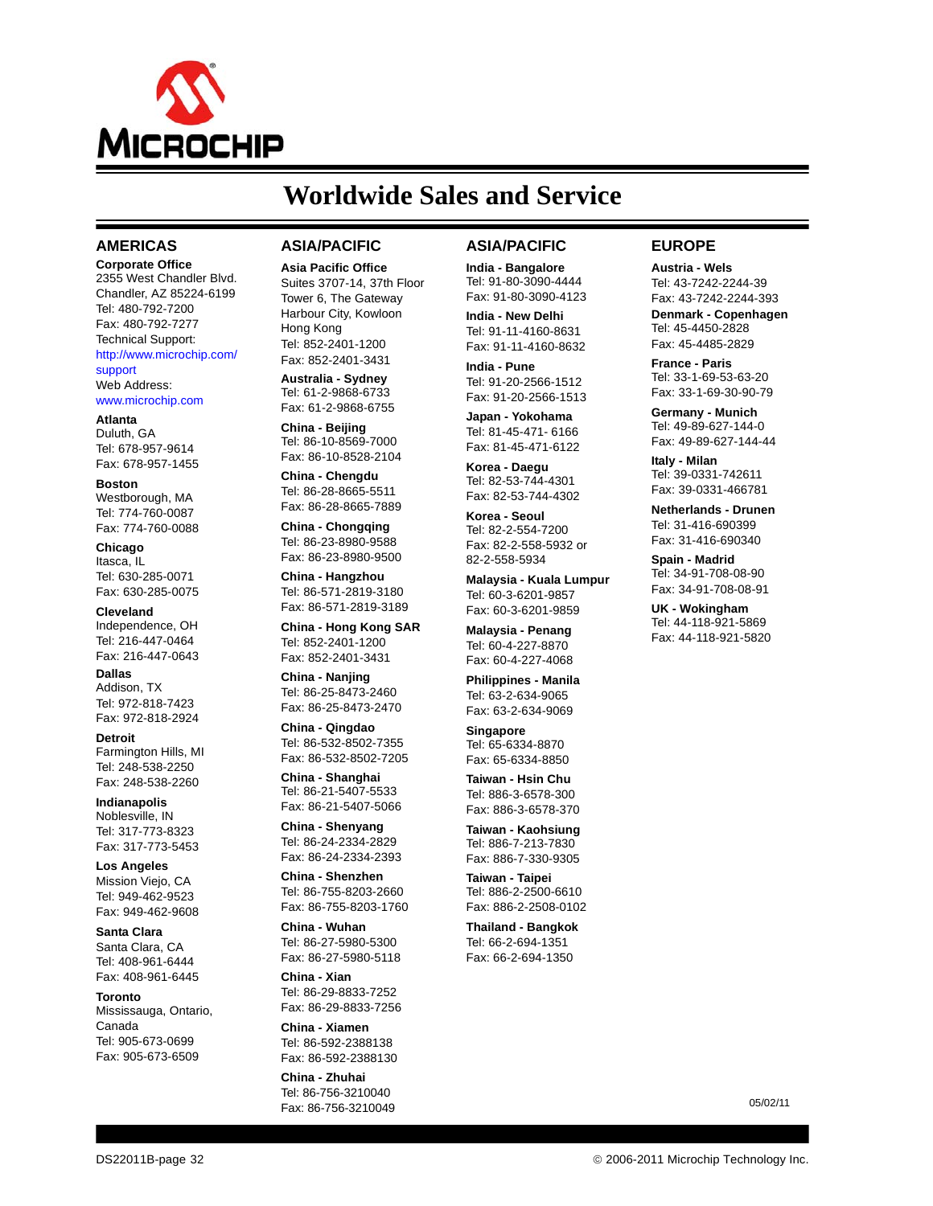# Worldwide Sales and Service

## AMERICAS

**Corporate Office**
2355 West Chandler Blvd.
Chandler, AZ 85224-6199
Tel: 480-792-7200
Fax: 480-792-7277
Technical Support:
http://www.microchip.com/support
Web Address:
www.microchip.com

**Atlanta**
Duluth, GA
Tel: 678-957-9614
Fax: 678-957-1455

**Boston**
Westborough, MA
Tel: 774-760-0087
Fax: 774-760-0088

**Chicago**
Itasca, IL
Tel: 630-285-0071
Fax: 630-285-0075

**Cleveland**
Independence, OH
Tel: 216-447-0464
Fax: 216-447-0643

**Dallas**
Addison, TX
Tel: 972-818-7423
Fax: 972-818-2924

**Detroit**
Farmington Hills, MI
Tel: 248-538-2250
Fax: 248-538-2260

**Indianapolis**
Noblesville, IN
Tel: 317-773-8323
Fax: 317-773-5453

**Los Angeles**
Mission Viejo, CA
Tel: 949-462-9523
Fax: 949-462-9608

**Santa Clara**
Santa Clara, CA
Tel: 408-961-6444
Fax: 408-961-6445

**Toronto**
Mississauga, Ontario, Canada
Tel: 905-673-0699
Fax: 905-673-6509

## ASIA/PACIFIC

**Asia Pacific Office**
Suites 3707-14, 37th Floor
Tower 6, The Gateway
Harbour City, Kowloon
Hong Kong
Tel: 852-2401-1200
Fax: 852-2401-3431

**Australia - Sydney**
Tel: 61-2-9868-6733
Fax: 61-2-9868-6755

**China - Beijing**
Tel: 86-10-8569-7000
Fax: 86-10-8528-2104

**China - Chengdu**
Tel: 86-28-8665-5511
Fax: 86-28-8665-7889

**China - Chongqing**
Tel: 86-23-8980-9588
Fax: 86-23-8980-9500

**China - Hangzhou**
Tel: 86-571-2819-3180
Fax: 86-571-2819-3189

**China - Hong Kong SAR**
Tel: 852-2401-1200
Fax: 852-2401-3431

**China - Nanjing**
Tel: 86-25-8473-2460
Fax: 86-25-8473-2470

**China - Qingdao**
Tel: 86-532-8502-7355
Fax: 86-532-8502-7205

**China - Shanghai**
Tel: 86-21-5407-5533
Fax: 86-21-5407-5066

**China - Shenyang**
Tel: 86-24-2334-2829
Fax: 86-24-2334-2393

**China - Shenzhen**
Tel: 86-755-8203-2660
Fax: 86-755-8203-1760

**China - Wuhan**
Tel: 86-27-5980-5300
Fax: 86-27-5980-5118

**China - Xian**
Tel: 86-29-8833-7252
Fax: 86-29-8833-7256

**China - Xiamen**
Tel: 86-592-2388138
Fax: 86-592-2388130

**China - Zhuhai**
Tel: 86-756-3210040
Fax: 86-756-3210049

## ASIA/PACIFIC

**India - Bangalore**
Tel: 91-80-3090-4444
Fax: 91-80-3090-4123

**India - New Delhi**
Tel: 91-11-4160-8631
Fax: 91-11-4160-8632

**India - Pune**
Tel: 91-20-2566-1512
Fax: 91-20-2566-1513

**Japan - Yokohama**
Tel: 81-45-471- 6166
Fax: 81-45-471-6122

**Korea - Daegu**
Tel: 82-53-744-4301
Fax: 82-53-744-4302

**Korea - Seoul**
Tel: 82-2-554-7200
Fax: 82-2-558-5932 or 82-2-558-5934

**Malaysia - Kuala Lumpur**
Tel: 60-3-6201-9857
Fax: 60-3-6201-9859

**Malaysia - Penang**
Tel: 60-4-227-8870
Fax: 60-4-227-4068

**Philippines - Manila**
Tel: 63-2-634-9065
Fax: 63-2-634-9069

**Singapore**
Tel: 65-6334-8870
Fax: 65-6334-8850

**Taiwan - Hsin Chu**
Tel: 886-3-6578-300
Fax: 886-3-6578-370

**Taiwan - Kaohsiung**
Tel: 886-7-213-7830
Fax: 886-7-330-9305

**Taiwan - Taipei**
Tel: 886-2-2500-6610
Fax: 886-2-2508-0102

**Thailand - Bangkok**
Tel: 66-2-694-1351
Fax: 66-2-694-1350

## EUROPE

**Austria - Wels**
Tel: 43-7242-2244-39
Fax: 43-7242-2244-393

**Denmark - Copenhagen**
Tel: 45-4450-2828
Fax: 45-4485-2829

**France - Paris**
Tel: 33-1-69-53-63-20
Fax: 33-1-69-30-90-79

**Germany - Munich**
Tel: 49-89-627-144-0
Fax: 49-89-627-144-44

**Italy - Milan**
Tel: 39-0331-742611
Fax: 39-0331-466781

**Netherlands - Drunen**
Tel: 31-416-690399
Fax: 31-416-690340

**Spain - Madrid**
Tel: 34-91-708-08-90
Fax: 34-91-708-08-91

**UK - Wokingham**
Tel: 44-118-921-5869
Fax: 44-118-921-5820

05/02/11